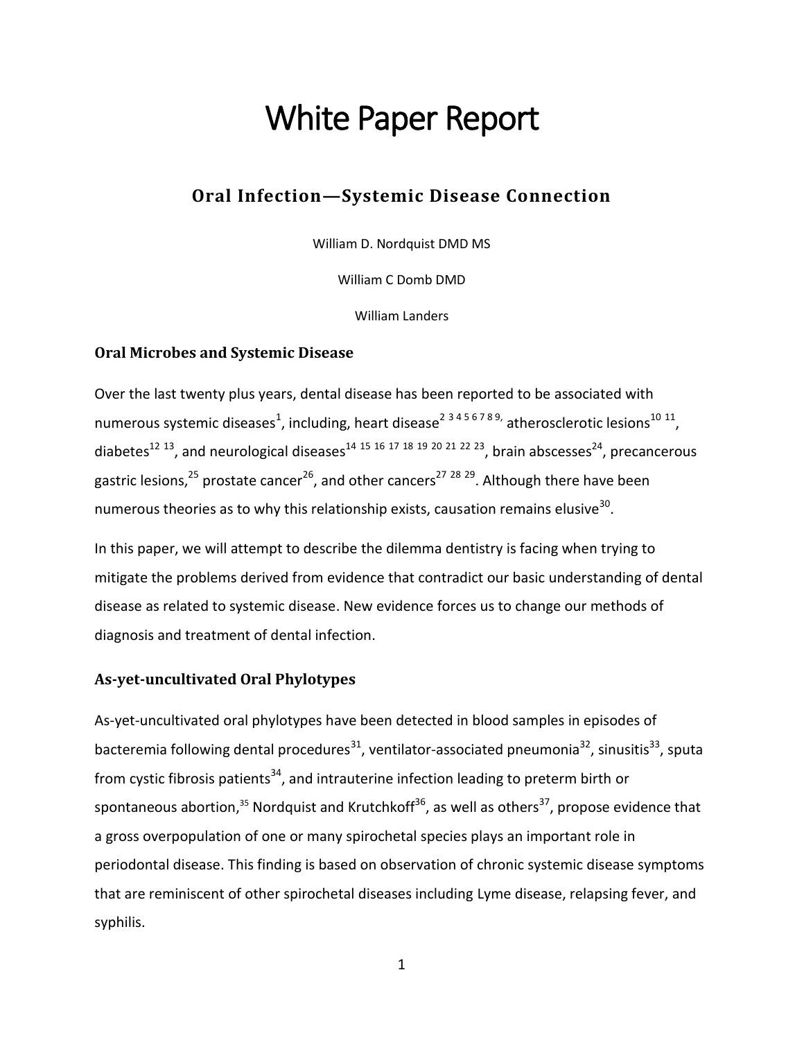# White Paper Report

## Oral Infection—Systemic Disease Connection

William D. Nordquist DMD MS

William C Domb DMD

William Landers

### Oral Microbes and Systemic Disease

Over the last twenty plus years, dental disease has been reported to be associated with numerous systemic diseases[1], including, heart disease[2 3 4 5 6 7 8 9,] atherosclerotic lesions[10 11], diabetes[12 13], and neurological diseases[14 15 16 17 18 19 20 21 22 23], brain abscesses[24], precancerous gastric lesions,[25] prostate cancer[26], and other cancers[27 28 29]. Although there have been numerous theories as to why this relationship exists, causation remains elusive[30].

In this paper, we will attempt to describe the dilemma dentistry is facing when trying to mitigate the problems derived from evidence that contradict our basic understanding of dental disease as related to systemic disease. New evidence forces us to change our methods of diagnosis and treatment of dental infection.

### As-yet-uncultivated Oral Phylotypes

As-yet-uncultivated oral phylotypes have been detected in blood samples in episodes of bacteremia following dental procedures[31], ventilator-associated pneumonia[32], sinusitis[33], sputa from cystic fibrosis patients[34], and intrauterine infection leading to preterm birth or spontaneous abortion,[35] Nordquist and Krutchkoff[36], as well as others[37], propose evidence that a gross overpopulation of one or many spirochetal species plays an important role in periodontal disease. This finding is based on observation of chronic systemic disease symptoms that are reminiscent of other spirochetal diseases including Lyme disease, relapsing fever, and syphilis.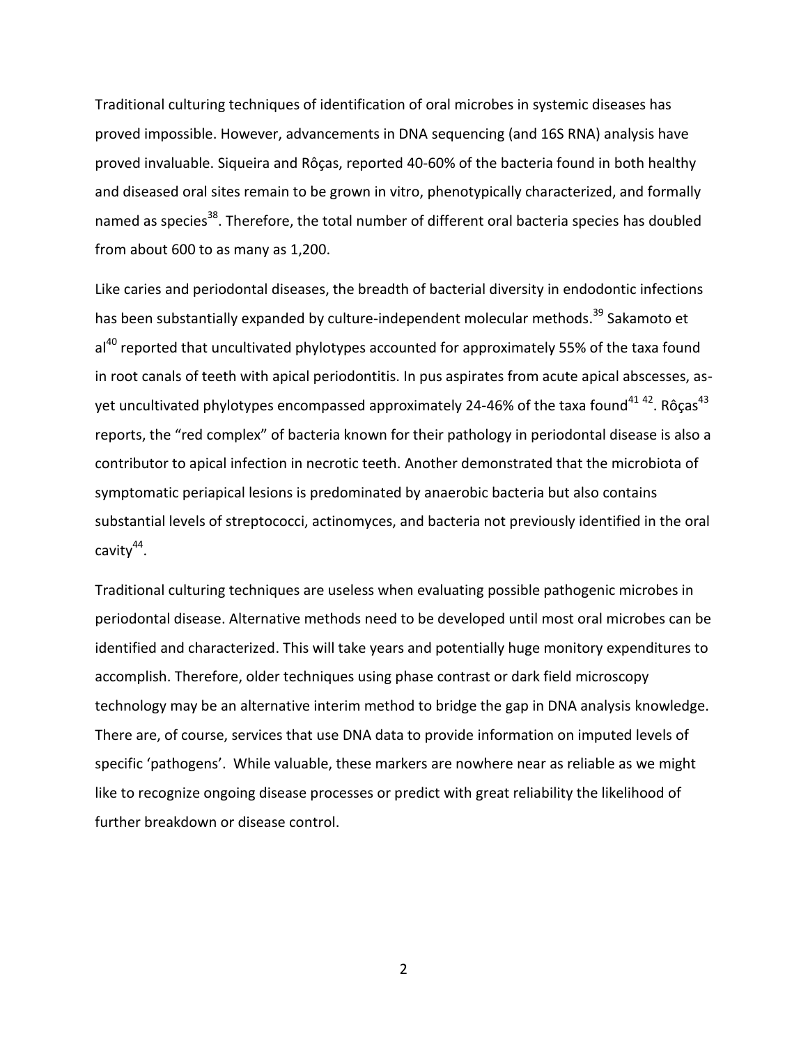Traditional culturing techniques of identification of oral microbes in systemic diseases has proved impossible. However, advancements in DNA sequencing (and 16S RNA) analysis have proved invaluable. Siqueira and Rôças, reported 40-60% of the bacteria found in both healthy and diseased oral sites remain to be grown in vitro, phenotypically characterized, and formally named as species[38]. Therefore, the total number of different oral bacteria species has doubled from about 600 to as many as 1,200.

Like caries and periodontal diseases, the breadth of bacterial diversity in endodontic infections has been substantially expanded by culture-independent molecular methods.[39] Sakamoto et al[40] reported that uncultivated phylotypes accounted for approximately 55% of the taxa found in root canals of teeth with apical periodontitis. In pus aspirates from acute apical abscesses, as-yet uncultivated phylotypes encompassed approximately 24-46% of the taxa found[41 42]. Rôças[43] reports, the "red complex" of bacteria known for their pathology in periodontal disease is also a contributor to apical infection in necrotic teeth. Another demonstrated that the microbiota of symptomatic periapical lesions is predominated by anaerobic bacteria but also contains substantial levels of streptococci, actinomyces, and bacteria not previously identified in the oral cavity[44].

Traditional culturing techniques are useless when evaluating possible pathogenic microbes in periodontal disease. Alternative methods need to be developed until most oral microbes can be identified and characterized. This will take years and potentially huge monitory expenditures to accomplish. Therefore, older techniques using phase contrast or dark field microscopy technology may be an alternative interim method to bridge the gap in DNA analysis knowledge. There are, of course, services that use DNA data to provide information on imputed levels of specific 'pathogens'. While valuable, these markers are nowhere near as reliable as we might like to recognize ongoing disease processes or predict with great reliability the likelihood of further breakdown or disease control.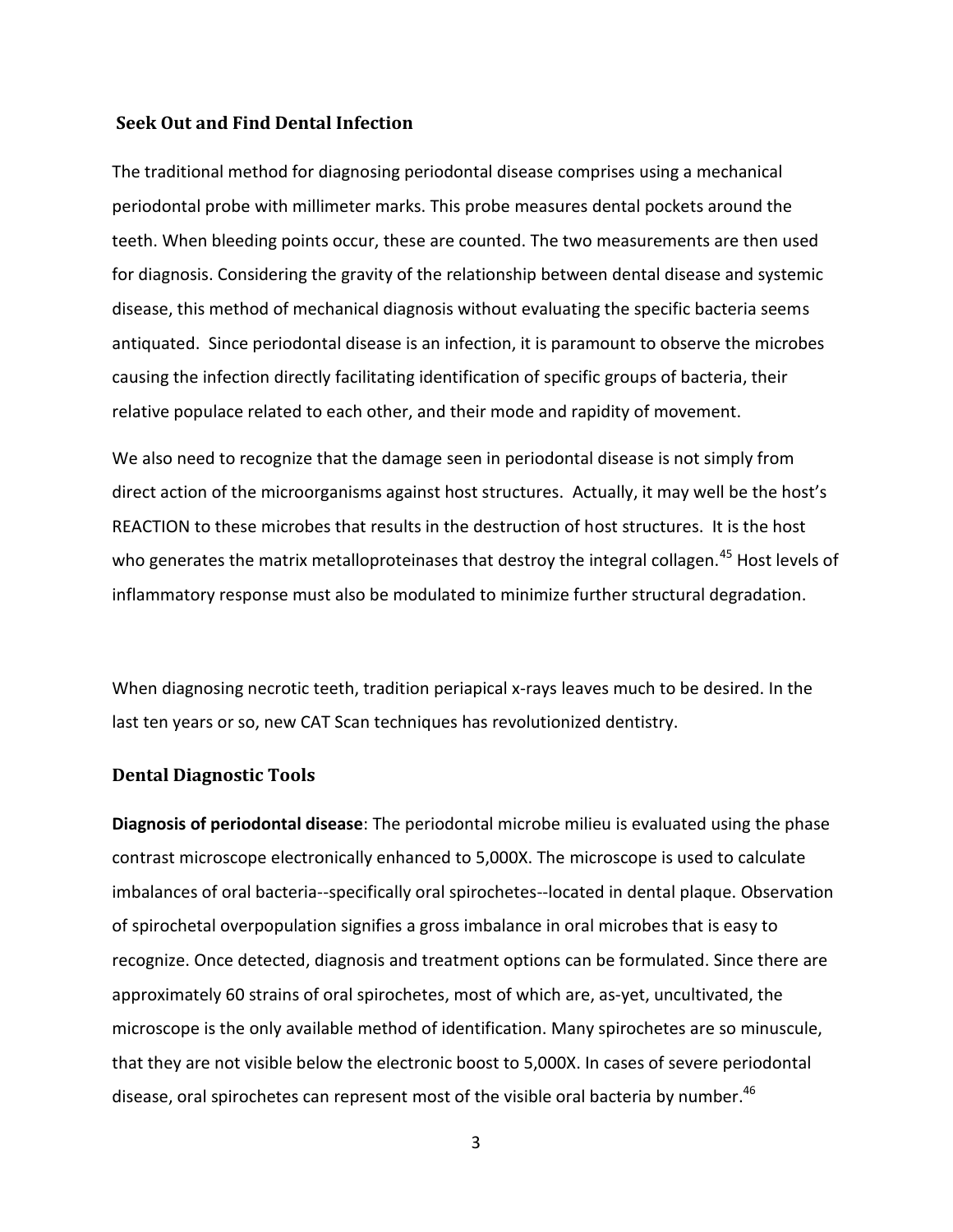### Seek Out and Find Dental Infection

The traditional method for diagnosing periodontal disease comprises using a mechanical periodontal probe with millimeter marks. This probe measures dental pockets around the teeth. When bleeding points occur, these are counted. The two measurements are then used for diagnosis. Considering the gravity of the relationship between dental disease and systemic disease, this method of mechanical diagnosis without evaluating the specific bacteria seems antiquated. Since periodontal disease is an infection, it is paramount to observe the microbes causing the infection directly facilitating identification of specific groups of bacteria, their relative populace related to each other, and their mode and rapidity of movement.

We also need to recognize that the damage seen in periodontal disease is not simply from direct action of the microorganisms against host structures. Actually, it may well be the host's REACTION to these microbes that results in the destruction of host structures. It is the host who generates the matrix metalloproteinases that destroy the integral collagen.[45] Host levels of inflammatory response must also be modulated to minimize further structural degradation.

When diagnosing necrotic teeth, tradition periapical x-rays leaves much to be desired. In the last ten years or so, new CAT Scan techniques has revolutionized dentistry.

### Dental Diagnostic Tools

**Diagnosis of periodontal disease**: The periodontal microbe milieu is evaluated using the phase contrast microscope electronically enhanced to 5,000X. The microscope is used to calculate imbalances of oral bacteria--specifically oral spirochetes--located in dental plaque. Observation of spirochetal overpopulation signifies a gross imbalance in oral microbes that is easy to recognize. Once detected, diagnosis and treatment options can be formulated. Since there are approximately 60 strains of oral spirochetes, most of which are, as-yet, uncultivated, the microscope is the only available method of identification. Many spirochetes are so minuscule, that they are not visible below the electronic boost to 5,000X. In cases of severe periodontal disease, oral spirochetes can represent most of the visible oral bacteria by number.[46]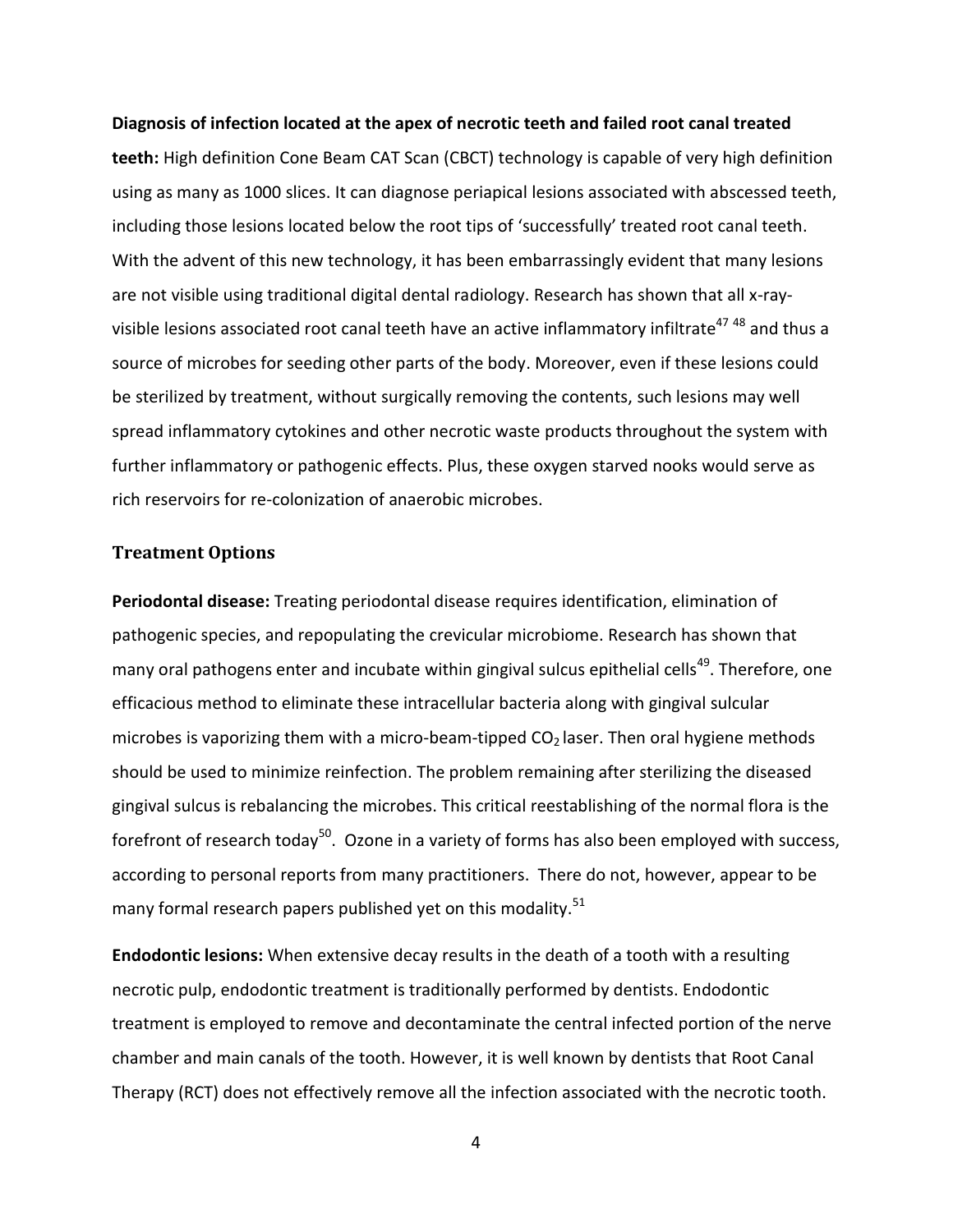**Diagnosis of infection located at the apex of necrotic teeth and failed root canal treated teeth:** High definition Cone Beam CAT Scan (CBCT) technology is capable of very high definition using as many as 1000 slices. It can diagnose periapical lesions associated with abscessed teeth, including those lesions located below the root tips of 'successfully' treated root canal teeth. With the advent of this new technology, it has been embarrassingly evident that many lesions are not visible using traditional digital dental radiology. Research has shown that all x-ray-visible lesions associated root canal teeth have an active inflammatory infiltrate[47 48] and thus a source of microbes for seeding other parts of the body. Moreover, even if these lesions could be sterilized by treatment, without surgically removing the contents, such lesions may well spread inflammatory cytokines and other necrotic waste products throughout the system with further inflammatory or pathogenic effects. Plus, these oxygen starved nooks would serve as rich reservoirs for re-colonization of anaerobic microbes.

## Treatment Options

**Periodontal disease:** Treating periodontal disease requires identification, elimination of pathogenic species, and repopulating the crevicular microbiome. Research has shown that many oral pathogens enter and incubate within gingival sulcus epithelial cells[49]. Therefore, one efficacious method to eliminate these intracellular bacteria along with gingival sulcular microbes is vaporizing them with a micro-beam-tipped $CO_2$ laser. Then oral hygiene methods should be used to minimize reinfection. The problem remaining after sterilizing the diseased gingival sulcus is rebalancing the microbes. This critical reestablishing of the normal flora is the forefront of research today[50]. Ozone in a variety of forms has also been employed with success, according to personal reports from many practitioners. There do not, however, appear to be many formal research papers published yet on this modality.[51]

**Endodontic lesions:** When extensive decay results in the death of a tooth with a resulting necrotic pulp, endodontic treatment is traditionally performed by dentists. Endodontic treatment is employed to remove and decontaminate the central infected portion of the nerve chamber and main canals of the tooth. However, it is well known by dentists that Root Canal Therapy (RCT) does not effectively remove all the infection associated with the necrotic tooth.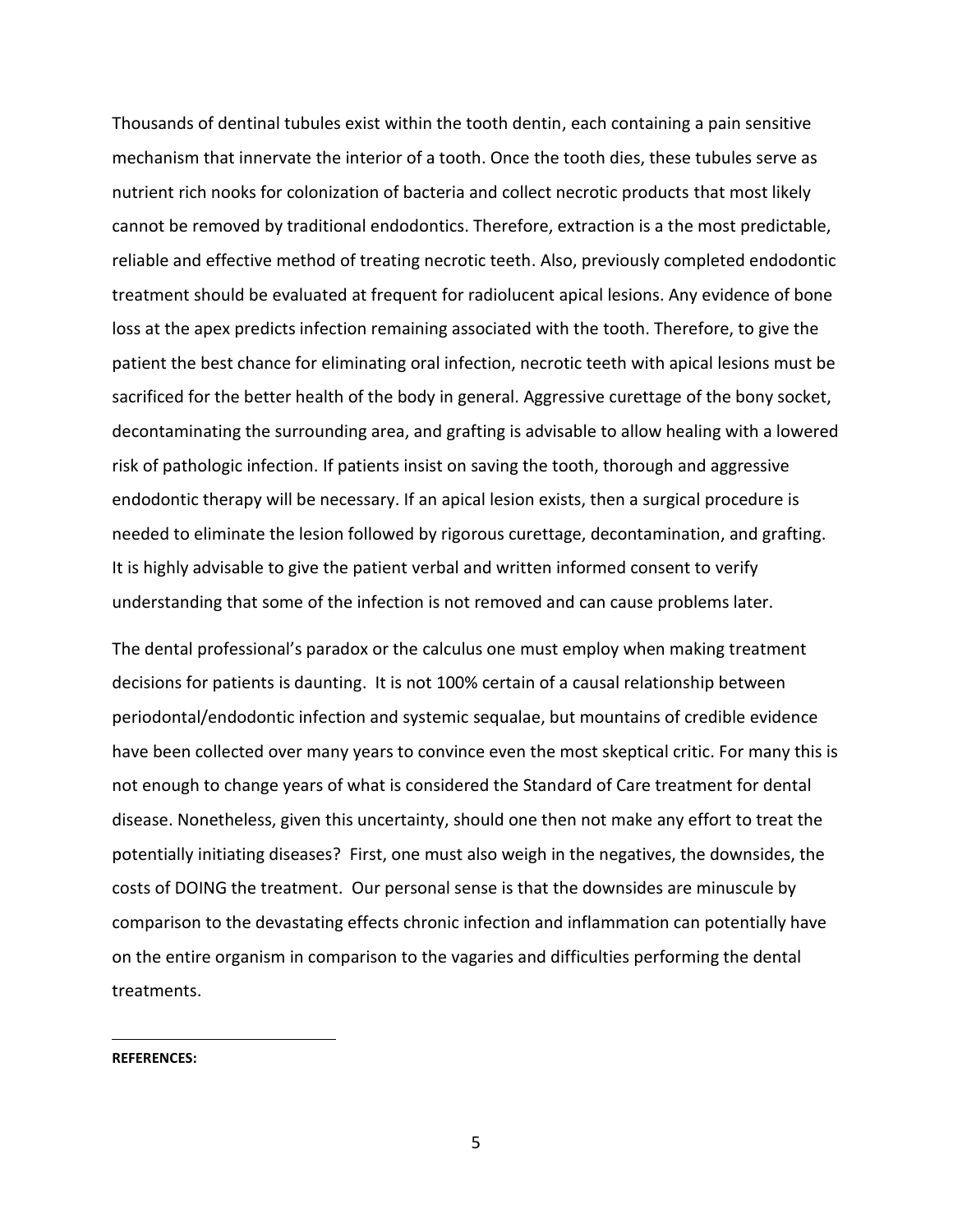Thousands of dentinal tubules exist within the tooth dentin, each containing a pain sensitive mechanism that innervate the interior of a tooth. Once the tooth dies, these tubules serve as nutrient rich nooks for colonization of bacteria and collect necrotic products that most likely cannot be removed by traditional endodontics. Therefore, extraction is a the most predictable, reliable and effective method of treating necrotic teeth. Also, previously completed endodontic treatment should be evaluated at frequent for radiolucent apical lesions. Any evidence of bone loss at the apex predicts infection remaining associated with the tooth. Therefore, to give the patient the best chance for eliminating oral infection, necrotic teeth with apical lesions must be sacrificed for the better health of the body in general. Aggressive curettage of the bony socket, decontaminating the surrounding area, and grafting is advisable to allow healing with a lowered risk of pathologic infection. If patients insist on saving the tooth, thorough and aggressive endodontic therapy will be necessary. If an apical lesion exists, then a surgical procedure is needed to eliminate the lesion followed by rigorous curettage, decontamination, and grafting. It is highly advisable to give the patient verbal and written informed consent to verify understanding that some of the infection is not removed and can cause problems later.

The dental professional's paradox or the calculus one must employ when making treatment decisions for patients is daunting. It is not 100% certain of a causal relationship between periodontal/endodontic infection and systemic sequalae, but mountains of credible evidence have been collected over many years to convince even the most skeptical critic. For many this is not enough to change years of what is considered the Standard of Care treatment for dental disease. Nonetheless, given this uncertainty, should one then not make any effort to treat the potentially initiating diseases? First, one must also weigh in the negatives, the downsides, the costs of DOING the treatment. Our personal sense is that the downsides are minuscule by comparison to the devastating effects chronic infection and inflammation can potentially have on the entire organism in comparison to the vagaries and difficulties performing the dental treatments.

---

**REFERENCES:**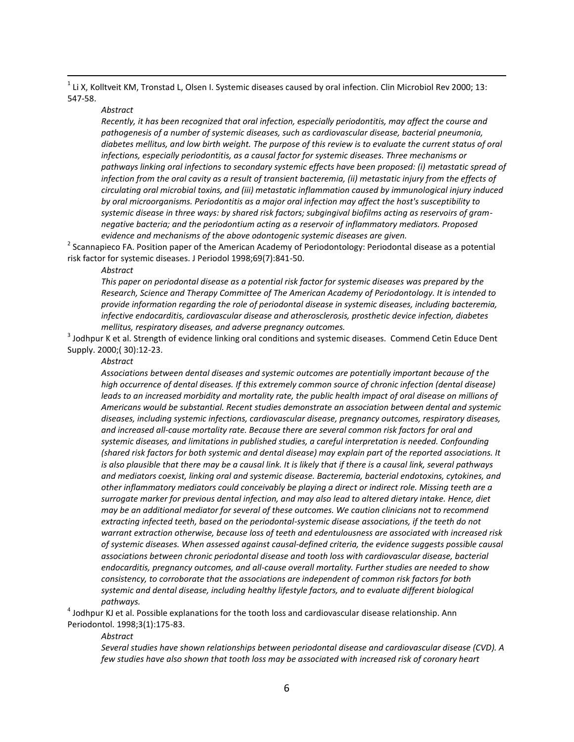[1] Li X, Kolltveit KM, Tronstad L, Olsen I. Systemic diseases caused by oral infection. Clin Microbiol Rev 2000; 13: 547-58.

*Abstract*

*Recently, it has been recognized that oral infection, especially periodontitis, may affect the course and pathogenesis of a number of systemic diseases, such as cardiovascular disease, bacterial pneumonia, diabetes mellitus, and low birth weight. The purpose of this review is to evaluate the current status of oral infections, especially periodontitis, as a causal factor for systemic diseases. Three mechanisms or pathways linking oral infections to secondary systemic effects have been proposed: (i) metastatic spread of infection from the oral cavity as a result of transient bacteremia, (ii) metastatic injury from the effects of circulating oral microbial toxins, and (iii) metastatic inflammation caused by immunological injury induced by oral microorganisms. Periodontitis as a major oral infection may affect the host's susceptibility to systemic disease in three ways: by shared risk factors; subgingival biofilms acting as reservoirs of gram-negative bacteria; and the periodontium acting as a reservoir of inflammatory mediators. Proposed evidence and mechanisms of the above odontogenic systemic diseases are given.*

[2] Scannapieco FA. Position paper of the American Academy of Periodontology: Periodontal disease as a potential risk factor for systemic diseases. J Periodol 1998;69(7):841-50.

*Abstract*

*This paper on periodontal disease as a potential risk factor for systemic diseases was prepared by the Research, Science and Therapy Committee of The American Academy of Periodontology. It is intended to provide information regarding the role of periodontal disease in systemic diseases, including bacteremia, infective endocarditis, cardiovascular disease and atherosclerosis, prosthetic device infection, diabetes mellitus, respiratory diseases, and adverse pregnancy outcomes.*

[3] Jodhpur K et al. Strength of evidence linking oral conditions and systemic diseases. Commend Cetin Educe Dent Supply. 2000;( 30):12-23.

*Abstract*

*Associations between dental diseases and systemic outcomes are potentially important because of the high occurrence of dental diseases. If this extremely common source of chronic infection (dental disease) leads to an increased morbidity and mortality rate, the public health impact of oral disease on millions of Americans would be substantial. Recent studies demonstrate an association between dental and systemic diseases, including systemic infections, cardiovascular disease, pregnancy outcomes, respiratory diseases, and increased all-cause mortality rate. Because there are several common risk factors for oral and systemic diseases, and limitations in published studies, a careful interpretation is needed. Confounding (shared risk factors for both systemic and dental disease) may explain part of the reported associations. It is also plausible that there may be a causal link. It is likely that if there is a causal link, several pathways and mediators coexist, linking oral and systemic disease. Bacteremia, bacterial endotoxins, cytokines, and other inflammatory mediators could conceivably be playing a direct or indirect role. Missing teeth are a surrogate marker for previous dental infection, and may also lead to altered dietary intake. Hence, diet may be an additional mediator for several of these outcomes. We caution clinicians not to recommend extracting infected teeth, based on the periodontal-systemic disease associations, if the teeth do not warrant extraction otherwise, because loss of teeth and edentulousness are associated with increased risk of systemic diseases. When assessed against causal-defined criteria, the evidence suggests possible causal associations between chronic periodontal disease and tooth loss with cardiovascular disease, bacterial endocarditis, pregnancy outcomes, and all-cause overall mortality. Further studies are needed to show consistency, to corroborate that the associations are independent of common risk factors for both systemic and dental disease, including healthy lifestyle factors, and to evaluate different biological pathways.*

[4] Jodhpur KJ et al. Possible explanations for the tooth loss and cardiovascular disease relationship. Ann Periodontol. 1998;3(1):175-83.

*Abstract*

*Several studies have shown relationships between periodontal disease and cardiovascular disease (CVD). A few studies have also shown that tooth loss may be associated with increased risk of coronary heart*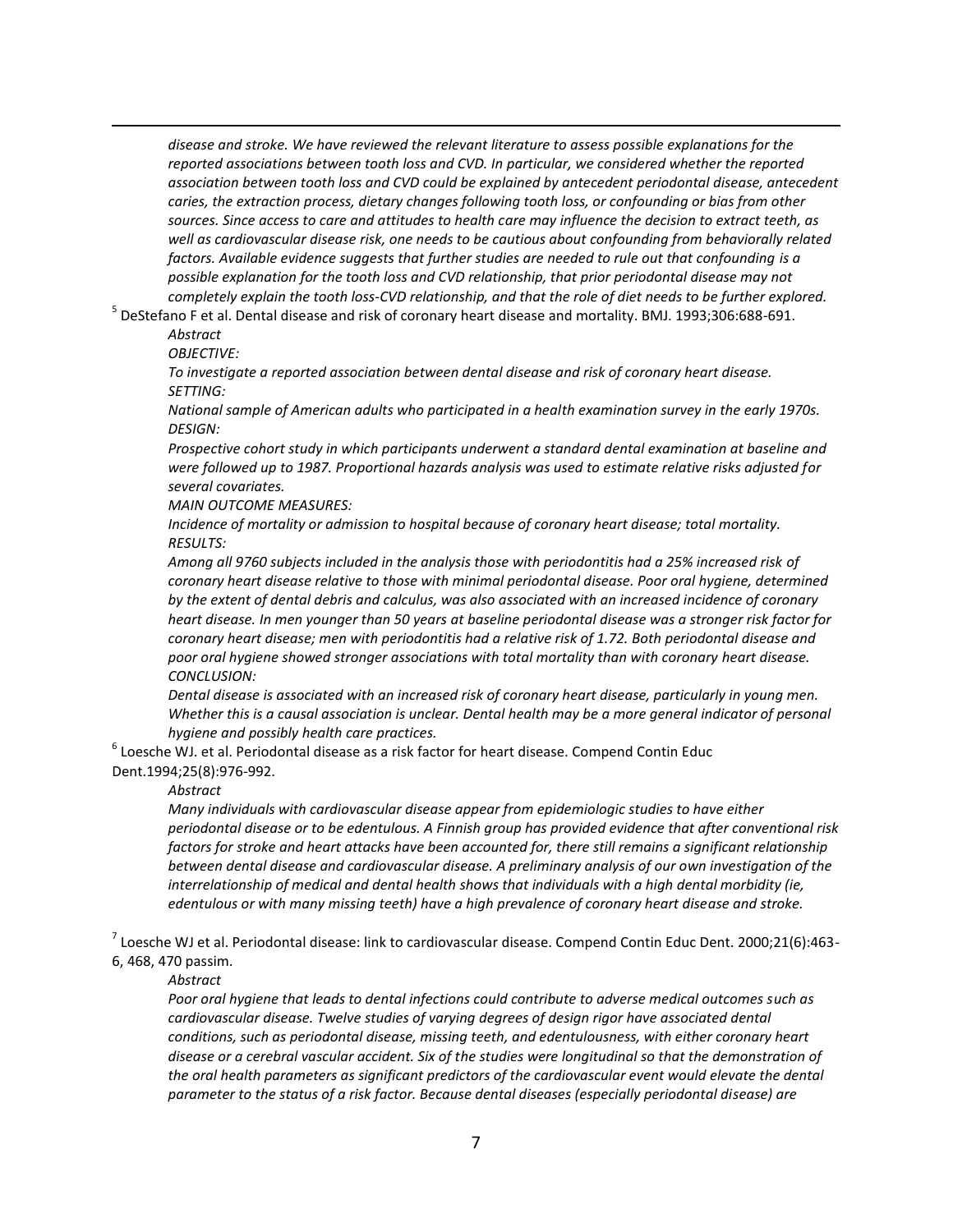*disease and stroke. We have reviewed the relevant literature to assess possible explanations for the reported associations between tooth loss and CVD. In particular, we considered whether the reported association between tooth loss and CVD could be explained by antecedent periodontal disease, antecedent caries, the extraction process, dietary changes following tooth loss, or confounding or bias from other sources. Since access to care and attitudes to health care may influence the decision to extract teeth, as well as cardiovascular disease risk, one needs to be cautious about confounding from behaviorally related factors. Available evidence suggests that further studies are needed to rule out that confounding is a possible explanation for the tooth loss and CVD relationship, that prior periodontal disease may not completely explain the tooth loss-CVD relationship, and that the role of diet needs to be further explored.*

[5] DeStefano F et al. Dental disease and risk of coronary heart disease and mortality. BMJ. 1993;306:688-691.

*Abstract*

*OBJECTIVE:*

*To investigate a reported association between dental disease and risk of coronary heart disease.*

*SETTING:*

*National sample of American adults who participated in a health examination survey in the early 1970s.*

*DESIGN:*

*Prospective cohort study in which participants underwent a standard dental examination at baseline and were followed up to 1987. Proportional hazards analysis was used to estimate relative risks adjusted for several covariates.*

*MAIN OUTCOME MEASURES:*

*Incidence of mortality or admission to hospital because of coronary heart disease; total mortality.*

*RESULTS:*

*Among all 9760 subjects included in the analysis those with periodontitis had a 25% increased risk of coronary heart disease relative to those with minimal periodontal disease. Poor oral hygiene, determined by the extent of dental debris and calculus, was also associated with an increased incidence of coronary heart disease. In men younger than 50 years at baseline periodontal disease was a stronger risk factor for coronary heart disease; men with periodontitis had a relative risk of 1.72. Both periodontal disease and poor oral hygiene showed stronger associations with total mortality than with coronary heart disease.*

*CONCLUSION:*

*Dental disease is associated with an increased risk of coronary heart disease, particularly in young men. Whether this is a causal association is unclear. Dental health may be a more general indicator of personal hygiene and possibly health care practices.*

[6] Loesche WJ. et al. Periodontal disease as a risk factor for heart disease. Compend Contin Educ Dent.1994;25(8):976-992.

*Abstract*

*Many individuals with cardiovascular disease appear from epidemiologic studies to have either periodontal disease or to be edentulous. A Finnish group has provided evidence that after conventional risk factors for stroke and heart attacks have been accounted for, there still remains a significant relationship between dental disease and cardiovascular disease. A preliminary analysis of our own investigation of the interrelationship of medical and dental health shows that individuals with a high dental morbidity (ie, edentulous or with many missing teeth) have a high prevalence of coronary heart disease and stroke.*

[7] Loesche WJ et al. Periodontal disease: link to cardiovascular disease. Compend Contin Educ Dent. 2000;21(6):463-6, 468, 470 passim.

*Abstract*

*Poor oral hygiene that leads to dental infections could contribute to adverse medical outcomes such as cardiovascular disease. Twelve studies of varying degrees of design rigor have associated dental conditions, such as periodontal disease, missing teeth, and edentulousness, with either coronary heart disease or a cerebral vascular accident. Six of the studies were longitudinal so that the demonstration of the oral health parameters as significant predictors of the cardiovascular event would elevate the dental parameter to the status of a risk factor. Because dental diseases (especially periodontal disease) are*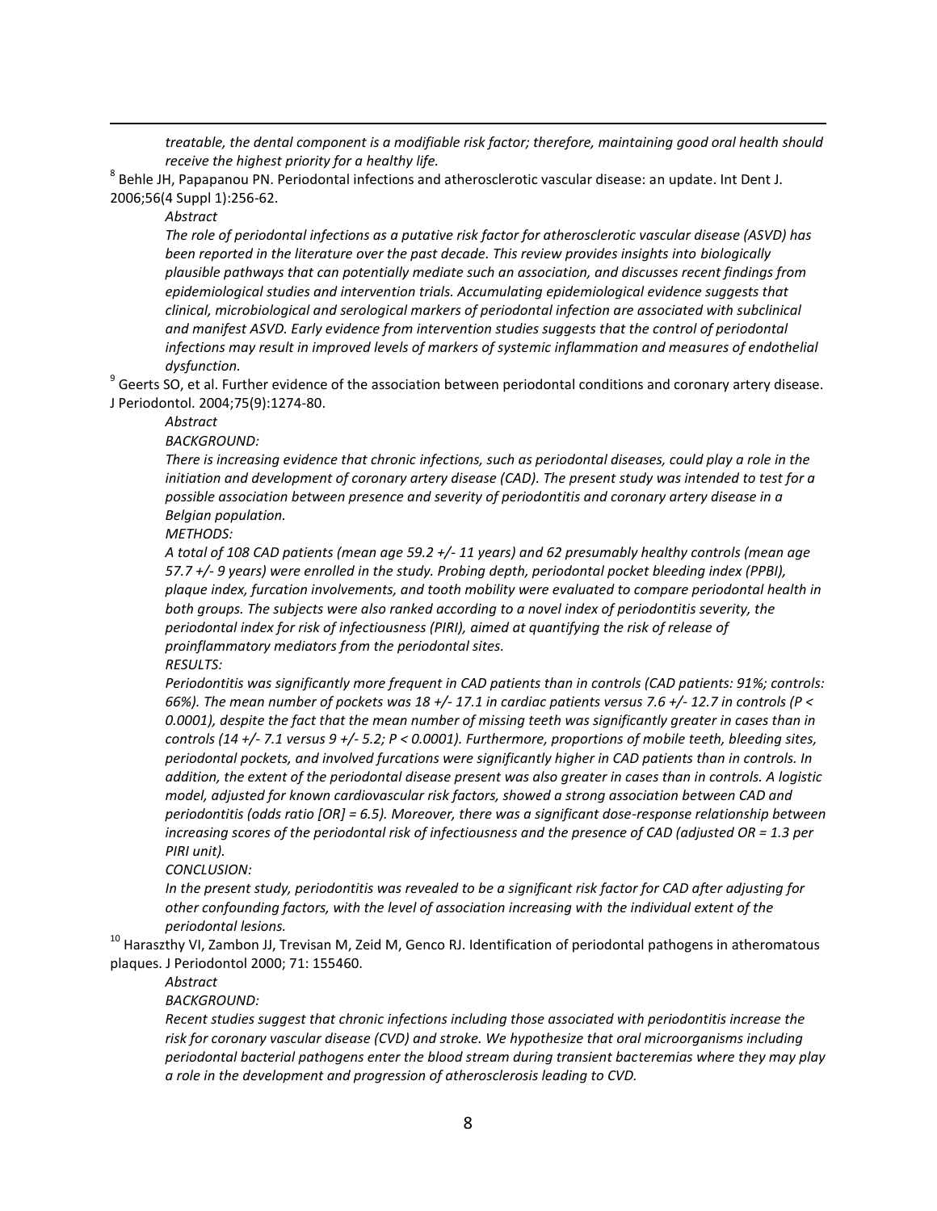*treatable, the dental component is a modifiable risk factor; therefore, maintaining good oral health should receive the highest priority for a healthy life.*

[8] Behle JH, Papapanou PN. Periodontal infections and atherosclerotic vascular disease: an update. Int Dent J. 2006;56(4 Suppl 1):256-62.

*Abstract*

*The role of periodontal infections as a putative risk factor for atherosclerotic vascular disease (ASVD) has been reported in the literature over the past decade. This review provides insights into biologically plausible pathways that can potentially mediate such an association, and discusses recent findings from epidemiological studies and intervention trials. Accumulating epidemiological evidence suggests that clinical, microbiological and serological markers of periodontal infection are associated with subclinical and manifest ASVD. Early evidence from intervention studies suggests that the control of periodontal infections may result in improved levels of markers of systemic inflammation and measures of endothelial dysfunction.*

[9] Geerts SO, et al. Further evidence of the association between periodontal conditions and coronary artery disease. J Periodontol. 2004;75(9):1274-80.

*Abstract*

*BACKGROUND:*

*There is increasing evidence that chronic infections, such as periodontal diseases, could play a role in the initiation and development of coronary artery disease (CAD). The present study was intended to test for a possible association between presence and severity of periodontitis and coronary artery disease in a Belgian population.*

*METHODS:*

*A total of 108 CAD patients (mean age 59.2 +/- 11 years) and 62 presumably healthy controls (mean age 57.7 +/- 9 years) were enrolled in the study. Probing depth, periodontal pocket bleeding index (PPBI), plaque index, furcation involvements, and tooth mobility were evaluated to compare periodontal health in both groups. The subjects were also ranked according to a novel index of periodontitis severity, the periodontal index for risk of infectiousness (PIRI), aimed at quantifying the risk of release of proinflammatory mediators from the periodontal sites.*

*RESULTS:*

*Periodontitis was significantly more frequent in CAD patients than in controls (CAD patients: 91%; controls: 66%). The mean number of pockets was 18 +/- 17.1 in cardiac patients versus 7.6 +/- 12.7 in controls (P < 0.0001), despite the fact that the mean number of missing teeth was significantly greater in cases than in controls (14 +/- 7.1 versus 9 +/- 5.2; P < 0.0001). Furthermore, proportions of mobile teeth, bleeding sites, periodontal pockets, and involved furcations were significantly higher in CAD patients than in controls. In addition, the extent of the periodontal disease present was also greater in cases than in controls. A logistic model, adjusted for known cardiovascular risk factors, showed a strong association between CAD and periodontitis (odds ratio [OR] = 6.5). Moreover, there was a significant dose-response relationship between increasing scores of the periodontal risk of infectiousness and the presence of CAD (adjusted OR = 1.3 per PIRI unit).*

*CONCLUSION:*

*In the present study, periodontitis was revealed to be a significant risk factor for CAD after adjusting for other confounding factors, with the level of association increasing with the individual extent of the periodontal lesions.*

[10] Haraszthy VI, Zambon JJ, Trevisan M, Zeid M, Genco RJ. Identification of periodontal pathogens in atheromatous plaques. J Periodontol 2000; 71: 155460.

*Abstract*

*BACKGROUND:*

*Recent studies suggest that chronic infections including those associated with periodontitis increase the risk for coronary vascular disease (CVD) and stroke. We hypothesize that oral microorganisms including periodontal bacterial pathogens enter the blood stream during transient bacteremias where they may play a role in the development and progression of atherosclerosis leading to CVD.*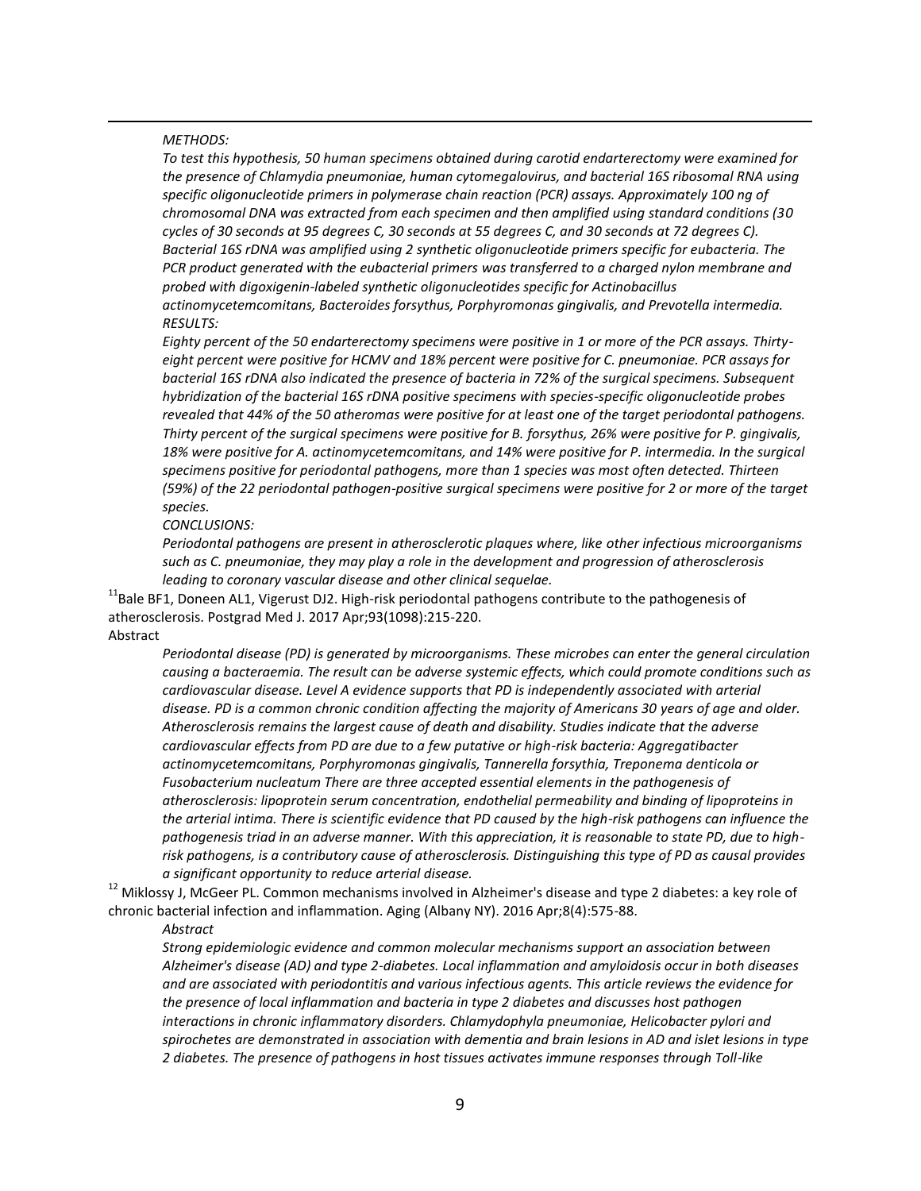*METHODS:*

*To test this hypothesis, 50 human specimens obtained during carotid endarterectomy were examined for the presence of Chlamydia pneumoniae, human cytomegalovirus, and bacterial 16S ribosomal RNA using specific oligonucleotide primers in polymerase chain reaction (PCR) assays. Approximately 100 ng of chromosomal DNA was extracted from each specimen and then amplified using standard conditions (30 cycles of 30 seconds at 95 degrees C, 30 seconds at 55 degrees C, and 30 seconds at 72 degrees C). Bacterial 16S rDNA was amplified using 2 synthetic oligonucleotide primers specific for eubacteria. The PCR product generated with the eubacterial primers was transferred to a charged nylon membrane and probed with digoxigenin-labeled synthetic oligonucleotides specific for Actinobacillus actinomycetemcomitans, Bacteroides forsythus, Porphyromonas gingivalis, and Prevotella intermedia.*

*RESULTS:*

*Eighty percent of the 50 endarterectomy specimens were positive in 1 or more of the PCR assays. Thirty-eight percent were positive for HCMV and 18% percent were positive for C. pneumoniae. PCR assays for bacterial 16S rDNA also indicated the presence of bacteria in 72% of the surgical specimens. Subsequent hybridization of the bacterial 16S rDNA positive specimens with species-specific oligonucleotide probes revealed that 44% of the 50 atheromas were positive for at least one of the target periodontal pathogens. Thirty percent of the surgical specimens were positive for B. forsythus, 26% were positive for P. gingivalis, 18% were positive for A. actinomycetemcomitans, and 14% were positive for P. intermedia. In the surgical specimens positive for periodontal pathogens, more than 1 species was most often detected. Thirteen (59%) of the 22 periodontal pathogen-positive surgical specimens were positive for 2 or more of the target species.*

*CONCLUSIONS:*

*Periodontal pathogens are present in atherosclerotic plaques where, like other infectious microorganisms such as C. pneumoniae, they may play a role in the development and progression of atherosclerosis leading to coronary vascular disease and other clinical sequelae.*

[11]Bale BF1, Doneen AL1, Vigerust DJ2. High-risk periodontal pathogens contribute to the pathogenesis of atherosclerosis. Postgrad Med J. 2017 Apr;93(1098):215-220.

Abstract

*Periodontal disease (PD) is generated by microorganisms. These microbes can enter the general circulation causing a bacteraemia. The result can be adverse systemic effects, which could promote conditions such as cardiovascular disease. Level A evidence supports that PD is independently associated with arterial disease. PD is a common chronic condition affecting the majority of Americans 30 years of age and older. Atherosclerosis remains the largest cause of death and disability. Studies indicate that the adverse cardiovascular effects from PD are due to a few putative or high-risk bacteria: Aggregatibacter actinomycetemcomitans, Porphyromonas gingivalis, Tannerella forsythia, Treponema denticola or Fusobacterium nucleatum There are three accepted essential elements in the pathogenesis of atherosclerosis: lipoprotein serum concentration, endothelial permeability and binding of lipoproteins in the arterial intima. There is scientific evidence that PD caused by the high-risk pathogens can influence the pathogenesis triad in an adverse manner. With this appreciation, it is reasonable to state PD, due to high-risk pathogens, is a contributory cause of atherosclerosis. Distinguishing this type of PD as causal provides a significant opportunity to reduce arterial disease.*

[12] Miklossy J, McGeer PL. Common mechanisms involved in Alzheimer's disease and type 2 diabetes: a key role of chronic bacterial infection and inflammation. Aging (Albany NY). 2016 Apr;8(4):575-88.

*Abstract*

*Strong epidemiologic evidence and common molecular mechanisms support an association between Alzheimer's disease (AD) and type 2-diabetes. Local inflammation and amyloidosis occur in both diseases and are associated with periodontitis and various infectious agents. This article reviews the evidence for the presence of local inflammation and bacteria in type 2 diabetes and discusses host pathogen interactions in chronic inflammatory disorders. Chlamydophyla pneumoniae, Helicobacter pylori and spirochetes are demonstrated in association with dementia and brain lesions in AD and islet lesions in type 2 diabetes. The presence of pathogens in host tissues activates immune responses through Toll-like*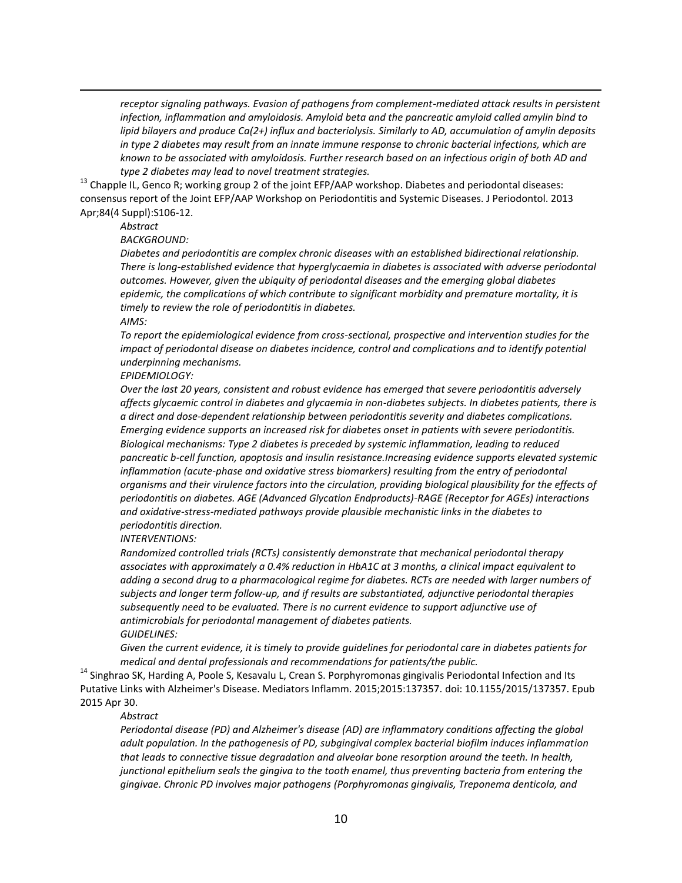*receptor signaling pathways. Evasion of pathogens from complement-mediated attack results in persistent infection, inflammation and amyloidosis. Amyloid beta and the pancreatic amyloid called amylin bind to lipid bilayers and produce Ca(2+) influx and bacteriolysis. Similarly to AD, accumulation of amylin deposits in type 2 diabetes may result from an innate immune response to chronic bacterial infections, which are known to be associated with amyloidosis. Further research based on an infectious origin of both AD and type 2 diabetes may lead to novel treatment strategies.*

[13] Chapple IL, Genco R; working group 2 of the joint EFP/AAP workshop. Diabetes and periodontal diseases: consensus report of the Joint EFP/AAP Workshop on Periodontitis and Systemic Diseases. J Periodontol. 2013 Apr;84(4 Suppl):S106-12.

*Abstract*

*BACKGROUND:*

*Diabetes and periodontitis are complex chronic diseases with an established bidirectional relationship. There is long-established evidence that hyperglycaemia in diabetes is associated with adverse periodontal outcomes. However, given the ubiquity of periodontal diseases and the emerging global diabetes epidemic, the complications of which contribute to significant morbidity and premature mortality, it is timely to review the role of periodontitis in diabetes.*

*AIMS:*

*To report the epidemiological evidence from cross-sectional, prospective and intervention studies for the impact of periodontal disease on diabetes incidence, control and complications and to identify potential underpinning mechanisms.*

*EPIDEMIOLOGY:*

*Over the last 20 years, consistent and robust evidence has emerged that severe periodontitis adversely affects glycaemic control in diabetes and glycaemia in non-diabetes subjects. In diabetes patients, there is a direct and dose-dependent relationship between periodontitis severity and diabetes complications. Emerging evidence supports an increased risk for diabetes onset in patients with severe periodontitis. Biological mechanisms: Type 2 diabetes is preceded by systemic inflammation, leading to reduced pancreatic b-cell function, apoptosis and insulin resistance.Increasing evidence supports elevated systemic inflammation (acute-phase and oxidative stress biomarkers) resulting from the entry of periodontal organisms and their virulence factors into the circulation, providing biological plausibility for the effects of periodontitis on diabetes. AGE (Advanced Glycation Endproducts)-RAGE (Receptor for AGEs) interactions and oxidative-stress-mediated pathways provide plausible mechanistic links in the diabetes to periodontitis direction.*

*INTERVENTIONS:*

*Randomized controlled trials (RCTs) consistently demonstrate that mechanical periodontal therapy associates with approximately a 0.4% reduction in HbA1C at 3 months, a clinical impact equivalent to adding a second drug to a pharmacological regime for diabetes. RCTs are needed with larger numbers of subjects and longer term follow-up, and if results are substantiated, adjunctive periodontal therapies subsequently need to be evaluated. There is no current evidence to support adjunctive use of antimicrobials for periodontal management of diabetes patients.*

*GUIDELINES:*

*Given the current evidence, it is timely to provide guidelines for periodontal care in diabetes patients for medical and dental professionals and recommendations for patients/the public.*

[14] Singhrao SK, Harding A, Poole S, Kesavalu L, Crean S. Porphyromonas gingivalis Periodontal Infection and Its Putative Links with Alzheimer's Disease. Mediators Inflamm. 2015;2015:137357. doi: 10.1155/2015/137357. Epub 2015 Apr 30.

*Abstract*

*Periodontal disease (PD) and Alzheimer's disease (AD) are inflammatory conditions affecting the global adult population. In the pathogenesis of PD, subgingival complex bacterial biofilm induces inflammation that leads to connective tissue degradation and alveolar bone resorption around the teeth. In health, junctional epithelium seals the gingiva to the tooth enamel, thus preventing bacteria from entering the gingivae. Chronic PD involves major pathogens (Porphyromonas gingivalis, Treponema denticola, and*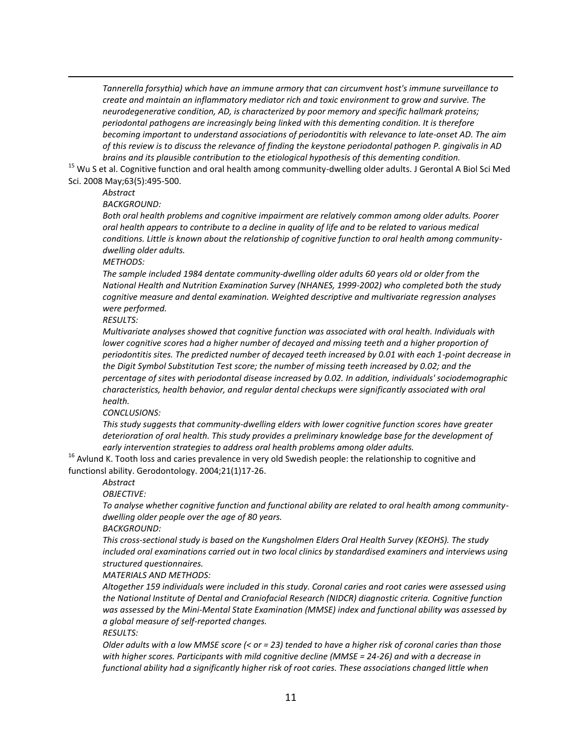*Tannerella forsythia) which have an immune armory that can circumvent host's immune surveillance to create and maintain an inflammatory mediator rich and toxic environment to grow and survive. The neurodegenerative condition, AD, is characterized by poor memory and specific hallmark proteins; periodontal pathogens are increasingly being linked with this dementing condition. It is therefore becoming important to understand associations of periodontitis with relevance to late-onset AD. The aim of this review is to discuss the relevance of finding the keystone periodontal pathogen P. gingivalis in AD brains and its plausible contribution to the etiological hypothesis of this dementing condition.*

[15] Wu S et al. Cognitive function and oral health among community-dwelling older adults. J Gerontal A Biol Sci Med Sci. 2008 May;63(5):495-500.

*Abstract*

*BACKGROUND:*

*Both oral health problems and cognitive impairment are relatively common among older adults. Poorer oral health appears to contribute to a decline in quality of life and to be related to various medical conditions. Little is known about the relationship of cognitive function to oral health among community-dwelling older adults.*

*METHODS:*

*The sample included 1984 dentate community-dwelling older adults 60 years old or older from the National Health and Nutrition Examination Survey (NHANES, 1999-2002) who completed both the study cognitive measure and dental examination. Weighted descriptive and multivariate regression analyses were performed.*

*RESULTS:*

*Multivariate analyses showed that cognitive function was associated with oral health. Individuals with lower cognitive scores had a higher number of decayed and missing teeth and a higher proportion of periodontitis sites. The predicted number of decayed teeth increased by 0.01 with each 1-point decrease in the Digit Symbol Substitution Test score; the number of missing teeth increased by 0.02; and the percentage of sites with periodontal disease increased by 0.02. In addition, individuals' sociodemographic characteristics, health behavior, and regular dental checkups were significantly associated with oral health.*

*CONCLUSIONS:*

*This study suggests that community-dwelling elders with lower cognitive function scores have greater deterioration of oral health. This study provides a preliminary knowledge base for the development of early intervention strategies to address oral health problems among older adults.*

[16] Avlund K. Tooth loss and caries prevalence in very old Swedish people: the relationship to cognitive and functionsl ability. Gerodontology. 2004;21(1)17-26.

*Abstract*

*OBJECTIVE:*

*To analyse whether cognitive function and functional ability are related to oral health among community-dwelling older people over the age of 80 years.*

*BACKGROUND:*

*This cross-sectional study is based on the Kungsholmen Elders Oral Health Survey (KEOHS). The study included oral examinations carried out in two local clinics by standardised examiners and interviews using structured questionnaires.*

*MATERIALS AND METHODS:*

*Altogether 159 individuals were included in this study. Coronal caries and root caries were assessed using the National Institute of Dental and Craniofacial Research (NIDCR) diagnostic criteria. Cognitive function was assessed by the Mini-Mental State Examination (MMSE) index and functional ability was assessed by a global measure of self-reported changes.*

*RESULTS:*

*Older adults with a low MMSE score (< or = 23) tended to have a higher risk of coronal caries than those with higher scores. Participants with mild cognitive decline (MMSE = 24-26) and with a decrease in functional ability had a significantly higher risk of root caries. These associations changed little when*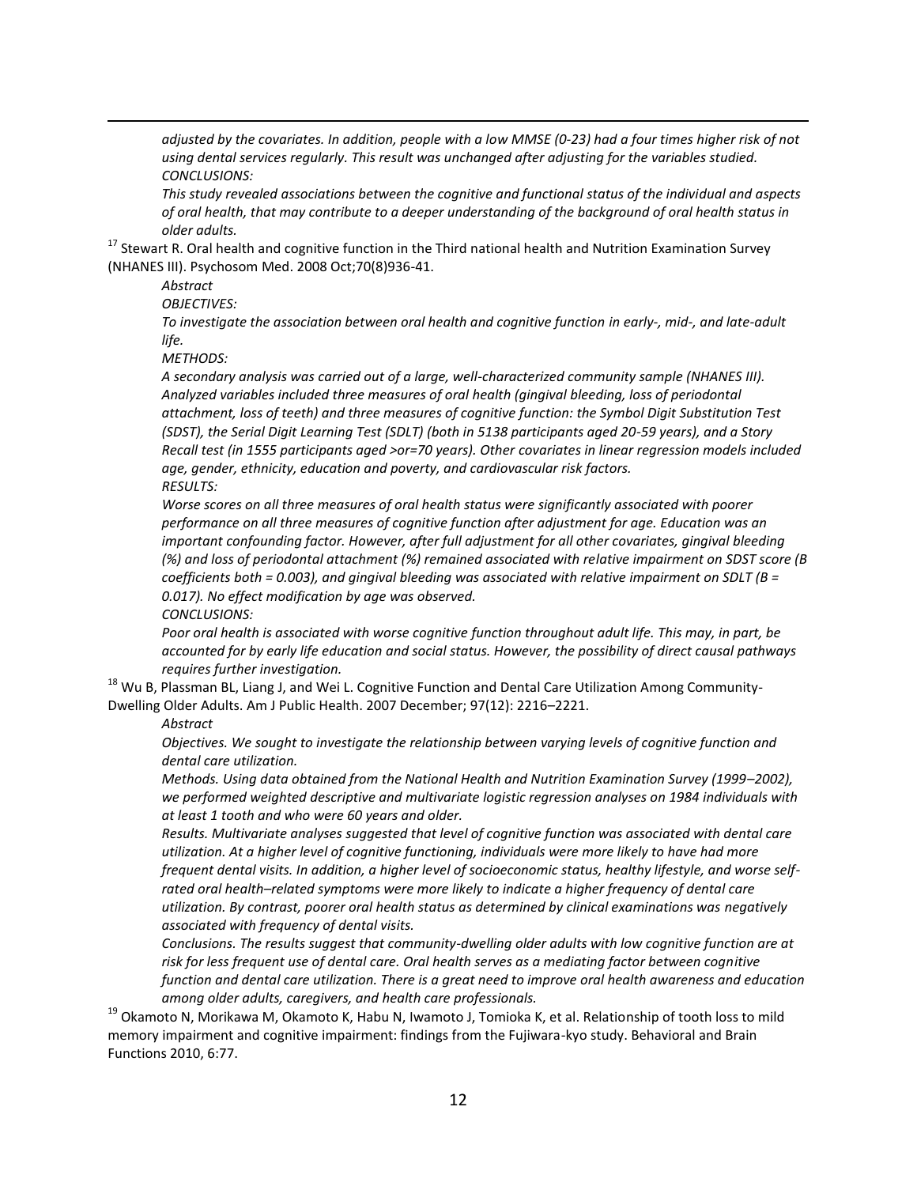*adjusted by the covariates. In addition, people with a low MMSE (0-23) had a four times higher risk of not using dental services regularly. This result was unchanged after adjusting for the variables studied.*
*CONCLUSIONS:*
*This study revealed associations between the cognitive and functional status of the individual and aspects of oral health, that may contribute to a deeper understanding of the background of oral health status in older adults.*

[17] Stewart R. Oral health and cognitive function in the Third national health and Nutrition Examination Survey (NHANES III). Psychosom Med. 2008 Oct;70(8)936-41.

*Abstract*
*OBJECTIVES:*
*To investigate the association between oral health and cognitive function in early-, mid-, and late-adult life.*
*METHODS:*
*A secondary analysis was carried out of a large, well-characterized community sample (NHANES III). Analyzed variables included three measures of oral health (gingival bleeding, loss of periodontal attachment, loss of teeth) and three measures of cognitive function: the Symbol Digit Substitution Test (SDST), the Serial Digit Learning Test (SDLT) (both in 5138 participants aged 20-59 years), and a Story Recall test (in 1555 participants aged >or=70 years). Other covariates in linear regression models included age, gender, ethnicity, education and poverty, and cardiovascular risk factors.*
*RESULTS:*
*Worse scores on all three measures of oral health status were significantly associated with poorer performance on all three measures of cognitive function after adjustment for age. Education was an important confounding factor. However, after full adjustment for all other covariates, gingival bleeding (%) and loss of periodontal attachment (%) remained associated with relative impairment on SDST score (B coefficients both = 0.003), and gingival bleeding was associated with relative impairment on SDLT (B = 0.017). No effect modification by age was observed.*
*CONCLUSIONS:*
*Poor oral health is associated with worse cognitive function throughout adult life. This may, in part, be accounted for by early life education and social status. However, the possibility of direct causal pathways requires further investigation.*

[18] Wu B, Plassman BL, Liang J, and Wei L. Cognitive Function and Dental Care Utilization Among Community-Dwelling Older Adults. Am J Public Health. 2007 December; 97(12): 2216–2221.

*Abstract*
*Objectives. We sought to investigate the relationship between varying levels of cognitive function and dental care utilization.*
*Methods. Using data obtained from the National Health and Nutrition Examination Survey (1999–2002), we performed weighted descriptive and multivariate logistic regression analyses on 1984 individuals with at least 1 tooth and who were 60 years and older.*
*Results. Multivariate analyses suggested that level of cognitive function was associated with dental care utilization. At a higher level of cognitive functioning, individuals were more likely to have had more frequent dental visits. In addition, a higher level of socioeconomic status, healthy lifestyle, and worse self-rated oral health–related symptoms were more likely to indicate a higher frequency of dental care utilization. By contrast, poorer oral health status as determined by clinical examinations was negatively associated with frequency of dental visits.*
*Conclusions. The results suggest that community-dwelling older adults with low cognitive function are at risk for less frequent use of dental care. Oral health serves as a mediating factor between cognitive function and dental care utilization. There is a great need to improve oral health awareness and education among older adults, caregivers, and health care professionals.*

[19] Okamoto N, Morikawa M, Okamoto K, Habu N, Iwamoto J, Tomioka K, et al. Relationship of tooth loss to mild memory impairment and cognitive impairment: findings from the Fujiwara-kyo study. Behavioral and Brain Functions 2010, 6:77.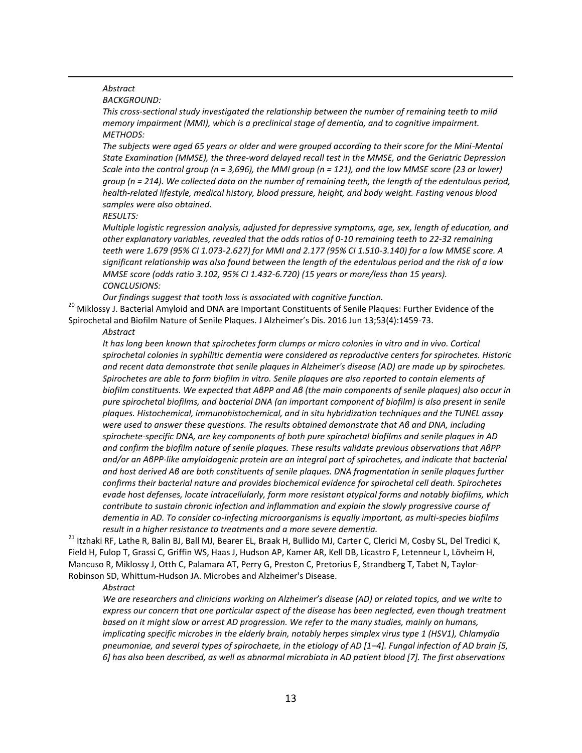*Abstract*

*BACKGROUND:*

*This cross-sectional study investigated the relationship between the number of remaining teeth to mild memory impairment (MMI), which is a preclinical stage of dementia, and to cognitive impairment.*

*METHODS:*

*The subjects were aged 65 years or older and were grouped according to their score for the Mini-Mental State Examination (MMSE), the three-word delayed recall test in the MMSE, and the Geriatric Depression Scale into the control group (n = 3,696), the MMI group (n = 121), and the low MMSE score (23 or lower) group (n = 214). We collected data on the number of remaining teeth, the length of the edentulous period, health-related lifestyle, medical history, blood pressure, height, and body weight. Fasting venous blood samples were also obtained.*

*RESULTS:*

*Multiple logistic regression analysis, adjusted for depressive symptoms, age, sex, length of education, and other explanatory variables, revealed that the odds ratios of 0-10 remaining teeth to 22-32 remaining teeth were 1.679 (95% CI 1.073-2.627) for MMI and 2.177 (95% CI 1.510-3.140) for a low MMSE score. A significant relationship was also found between the length of the edentulous period and the risk of a low MMSE score (odds ratio 3.102, 95% CI 1.432-6.720) (15 years or more/less than 15 years).*

*CONCLUSIONS:*

*Our findings suggest that tooth loss is associated with cognitive function.*

[20] Miklossy J. Bacterial Amyloid and DNA are Important Constituents of Senile Plaques: Further Evidence of the Spirochetal and Biofilm Nature of Senile Plaques. J Alzheimer's Dis. 2016 Jun 13;53(4):1459-73.

*Abstract*

*It has long been known that spirochetes form clumps or micro colonies in vitro and in vivo. Cortical spirochetal colonies in syphilitic dementia were considered as reproductive centers for spirochetes. Historic and recent data demonstrate that senile plaques in Alzheimer's disease (AD) are made up by spirochetes. Spirochetes are able to form biofilm in vitro. Senile plaques are also reported to contain elements of biofilm constituents. We expected that AβPP and Aβ (the main components of senile plaques) also occur in pure spirochetal biofilms, and bacterial DNA (an important component of biofilm) is also present in senile plaques. Histochemical, immunohistochemical, and in situ hybridization techniques and the TUNEL assay were used to answer these questions. The results obtained demonstrate that Aβ and DNA, including spirochete-specific DNA, are key components of both pure spirochetal biofilms and senile plaques in AD and confirm the biofilm nature of senile plaques. These results validate previous observations that AβPP and/or an AβPP-like amyloidogenic protein are an integral part of spirochetes, and indicate that bacterial and host derived Aβ are both constituents of senile plaques. DNA fragmentation in senile plaques further confirms their bacterial nature and provides biochemical evidence for spirochetal cell death. Spirochetes evade host defenses, locate intracellularly, form more resistant atypical forms and notably biofilms, which contribute to sustain chronic infection and inflammation and explain the slowly progressive course of dementia in AD. To consider co-infecting microorganisms is equally important, as multi-species biofilms result in a higher resistance to treatments and a more severe dementia.*

[21] Itzhaki RF, Lathe R, Balin BJ, Ball MJ, Bearer EL, Braak H, Bullido MJ, Carter C, Clerici M, Cosby SL, Del Tredici K, Field H, Fulop T, Grassi C, Griffin WS, Haas J, Hudson AP, Kamer AR, Kell DB, Licastro F, Letenneur L, Lövheim H, Mancuso R, Miklossy J, Otth C, Palamara AT, Perry G, Preston C, Pretorius E, Strandberg T, Tabet N, Taylor-Robinson SD, Whittum-Hudson JA. Microbes and Alzheimer's Disease.

*Abstract*

*We are researchers and clinicians working on Alzheimer's disease (AD) or related topics, and we write to express our concern that one particular aspect of the disease has been neglected, even though treatment based on it might slow or arrest AD progression. We refer to the many studies, mainly on humans, implicating specific microbes in the elderly brain, notably herpes simplex virus type 1 (HSV1), Chlamydia pneumoniae, and several types of spirochaete, in the etiology of AD [1–4]. Fungal infection of AD brain [5, 6] has also been described, as well as abnormal microbiota in AD patient blood [7]. The first observations*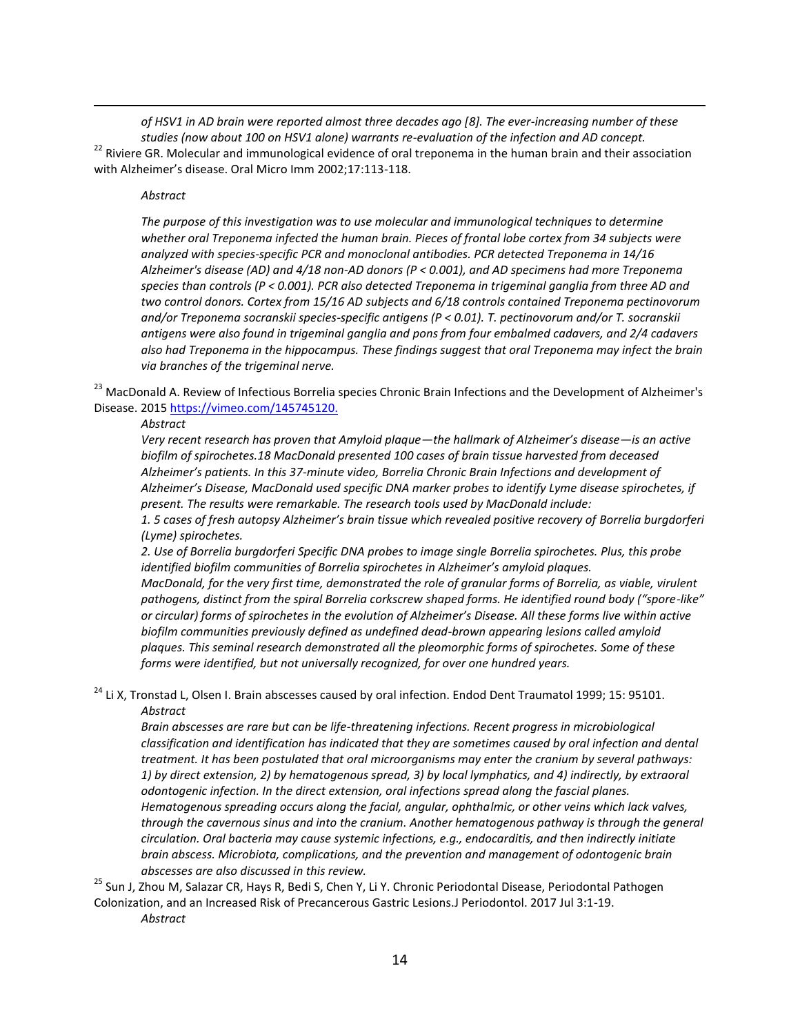*of HSV1 in AD brain were reported almost three decades ago [8]. The ever-increasing number of these studies (now about 100 on HSV1 alone) warrants re-evaluation of the infection and AD concept.*

[22] Riviere GR. Molecular and immunological evidence of oral treponema in the human brain and their association with Alzheimer's disease. Oral Micro Imm 2002;17:113-118.

*Abstract*

*The purpose of this investigation was to use molecular and immunological techniques to determine whether oral Treponema infected the human brain. Pieces of frontal lobe cortex from 34 subjects were analyzed with species-specific PCR and monoclonal antibodies. PCR detected Treponema in 14/16 Alzheimer's disease (AD) and 4/18 non-AD donors (P < 0.001), and AD specimens had more Treponema species than controls (P < 0.001). PCR also detected Treponema in trigeminal ganglia from three AD and two control donors. Cortex from 15/16 AD subjects and 6/18 controls contained Treponema pectinovorum and/or Treponema socranskii species-specific antigens (P < 0.01). T. pectinovorum and/or T. socranskii antigens were also found in trigeminal ganglia and pons from four embalmed cadavers, and 2/4 cadavers also had Treponema in the hippocampus. These findings suggest that oral Treponema may infect the brain via branches of the trigeminal nerve.*

[23] MacDonald A. Review of Infectious Borrelia species Chronic Brain Infections and the Development of Alzheimer's Disease. 2015 https://vimeo.com/145745120.

*Abstract*

*Very recent research has proven that Amyloid plaque—the hallmark of Alzheimer's disease—is an active biofilm of spirochetes.18 MacDonald presented 100 cases of brain tissue harvested from deceased Alzheimer's patients. In this 37-minute video, Borrelia Chronic Brain Infections and development of Alzheimer's Disease, MacDonald used specific DNA marker probes to identify Lyme disease spirochetes, if present. The results were remarkable. The research tools used by MacDonald include:*

*1. 5 cases of fresh autopsy Alzheimer's brain tissue which revealed positive recovery of Borrelia burgdorferi (Lyme) spirochetes.*

*2. Use of Borrelia burgdorferi Specific DNA probes to image single Borrelia spirochetes. Plus, this probe identified biofilm communities of Borrelia spirochetes in Alzheimer's amyloid plaques.*

*MacDonald, for the very first time, demonstrated the role of granular forms of Borrelia, as viable, virulent pathogens, distinct from the spiral Borrelia corkscrew shaped forms. He identified round body ("spore-like" or circular) forms of spirochetes in the evolution of Alzheimer's Disease. All these forms live within active biofilm communities previously defined as undefined dead-brown appearing lesions called amyloid plaques. This seminal research demonstrated all the pleomorphic forms of spirochetes. Some of these forms were identified, but not universally recognized, for over one hundred years.*

[24] Li X, Tronstad L, Olsen I. Brain abscesses caused by oral infection. Endod Dent Traumatol 1999; 15: 95101.

*Abstract*

*Brain abscesses are rare but can be life-threatening infections. Recent progress in microbiological classification and identification has indicated that they are sometimes caused by oral infection and dental treatment. It has been postulated that oral microorganisms may enter the cranium by several pathways: 1) by direct extension, 2) by hematogenous spread, 3) by local lymphatics, and 4) indirectly, by extraoral odontogenic infection. In the direct extension, oral infections spread along the fascial planes. Hematogenous spreading occurs along the facial, angular, ophthalmic, or other veins which lack valves, through the cavernous sinus and into the cranium. Another hematogenous pathway is through the general circulation. Oral bacteria may cause systemic infections, e.g., endocarditis, and then indirectly initiate brain abscess. Microbiota, complications, and the prevention and management of odontogenic brain abscesses are also discussed in this review.*

[25] Sun J, Zhou M, Salazar CR, Hays R, Bedi S, Chen Y, Li Y. Chronic Periodontal Disease, Periodontal Pathogen Colonization, and an Increased Risk of Precancerous Gastric Lesions.J Periodontol. 2017 Jul 3:1-19.

*Abstract*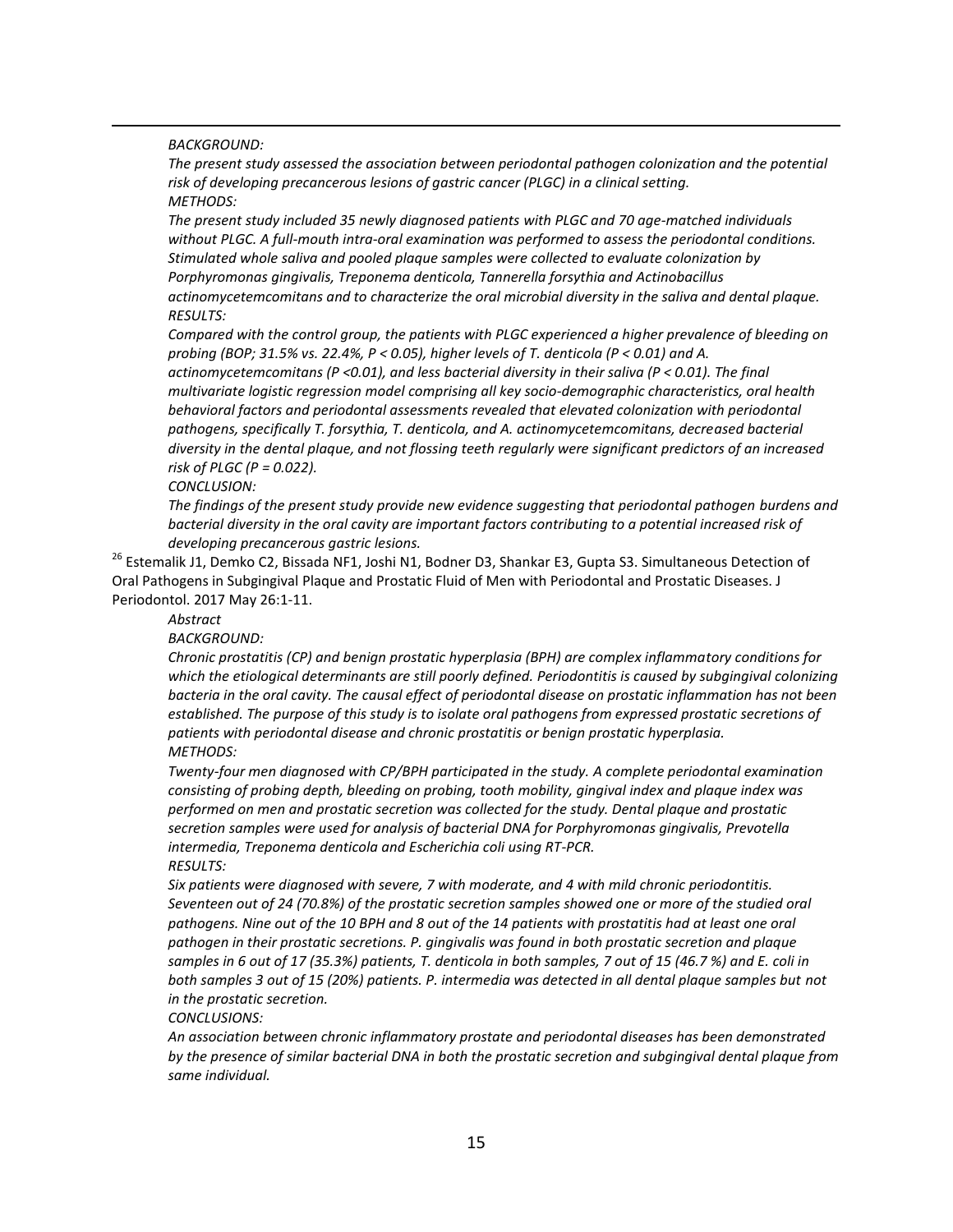*BACKGROUND:*

*The present study assessed the association between periodontal pathogen colonization and the potential risk of developing precancerous lesions of gastric cancer (PLGC) in a clinical setting.*

*METHODS:*

*The present study included 35 newly diagnosed patients with PLGC and 70 age-matched individuals without PLGC. A full-mouth intra-oral examination was performed to assess the periodontal conditions. Stimulated whole saliva and pooled plaque samples were collected to evaluate colonization by Porphyromonas gingivalis, Treponema denticola, Tannerella forsythia and Actinobacillus actinomycetemcomitans and to characterize the oral microbial diversity in the saliva and dental plaque.*

*RESULTS:*

*Compared with the control group, the patients with PLGC experienced a higher prevalence of bleeding on probing (BOP; 31.5% vs. 22.4%, $P < 0.05$), higher levels of T. denticola ($P < 0.01$) and A. actinomycetemcomitans ($P < 0.01$), and less bacterial diversity in their saliva ($P < 0.01$). The final multivariate logistic regression model comprising all key socio-demographic characteristics, oral health behavioral factors and periodontal assessments revealed that elevated colonization with periodontal pathogens, specifically T. forsythia, T. denticola, and A. actinomycetemcomitans, decreased bacterial diversity in the dental plaque, and not flossing teeth regularly were significant predictors of an increased risk of PLGC ($P = 0.022$).*

*CONCLUSION:*

*The findings of the present study provide new evidence suggesting that periodontal pathogen burdens and bacterial diversity in the oral cavity are important factors contributing to a potential increased risk of developing precancerous gastric lesions.*

[26] Estemalik J1, Demko C2, Bissada NF1, Joshi N1, Bodner D3, Shankar E3, Gupta S3. Simultaneous Detection of Oral Pathogens in Subgingival Plaque and Prostatic Fluid of Men with Periodontal and Prostatic Diseases. J Periodontol. 2017 May 26:1-11.

*Abstract*

*BACKGROUND:*

*Chronic prostatitis (CP) and benign prostatic hyperplasia (BPH) are complex inflammatory conditions for which the etiological determinants are still poorly defined. Periodontitis is caused by subgingival colonizing bacteria in the oral cavity. The causal effect of periodontal disease on prostatic inflammation has not been established. The purpose of this study is to isolate oral pathogens from expressed prostatic secretions of patients with periodontal disease and chronic prostatitis or benign prostatic hyperplasia.*

*METHODS:*

*Twenty-four men diagnosed with CP/BPH participated in the study. A complete periodontal examination consisting of probing depth, bleeding on probing, tooth mobility, gingival index and plaque index was performed on men and prostatic secretion was collected for the study. Dental plaque and prostatic secretion samples were used for analysis of bacterial DNA for Porphyromonas gingivalis, Prevotella intermedia, Treponema denticola and Escherichia coli using RT-PCR.*

*RESULTS:*

*Six patients were diagnosed with severe, 7 with moderate, and 4 with mild chronic periodontitis. Seventeen out of 24 (70.8%) of the prostatic secretion samples showed one or more of the studied oral pathogens. Nine out of the 10 BPH and 8 out of the 14 patients with prostatitis had at least one oral pathogen in their prostatic secretions. P. gingivalis was found in both prostatic secretion and plaque samples in 6 out of 17 (35.3%) patients, T. denticola in both samples, 7 out of 15 (46.7 %) and E. coli in both samples 3 out of 15 (20%) patients. P. intermedia was detected in all dental plaque samples but not in the prostatic secretion.*

*CONCLUSIONS:*

*An association between chronic inflammatory prostate and periodontal diseases has been demonstrated by the presence of similar bacterial DNA in both the prostatic secretion and subgingival dental plaque from same individual.*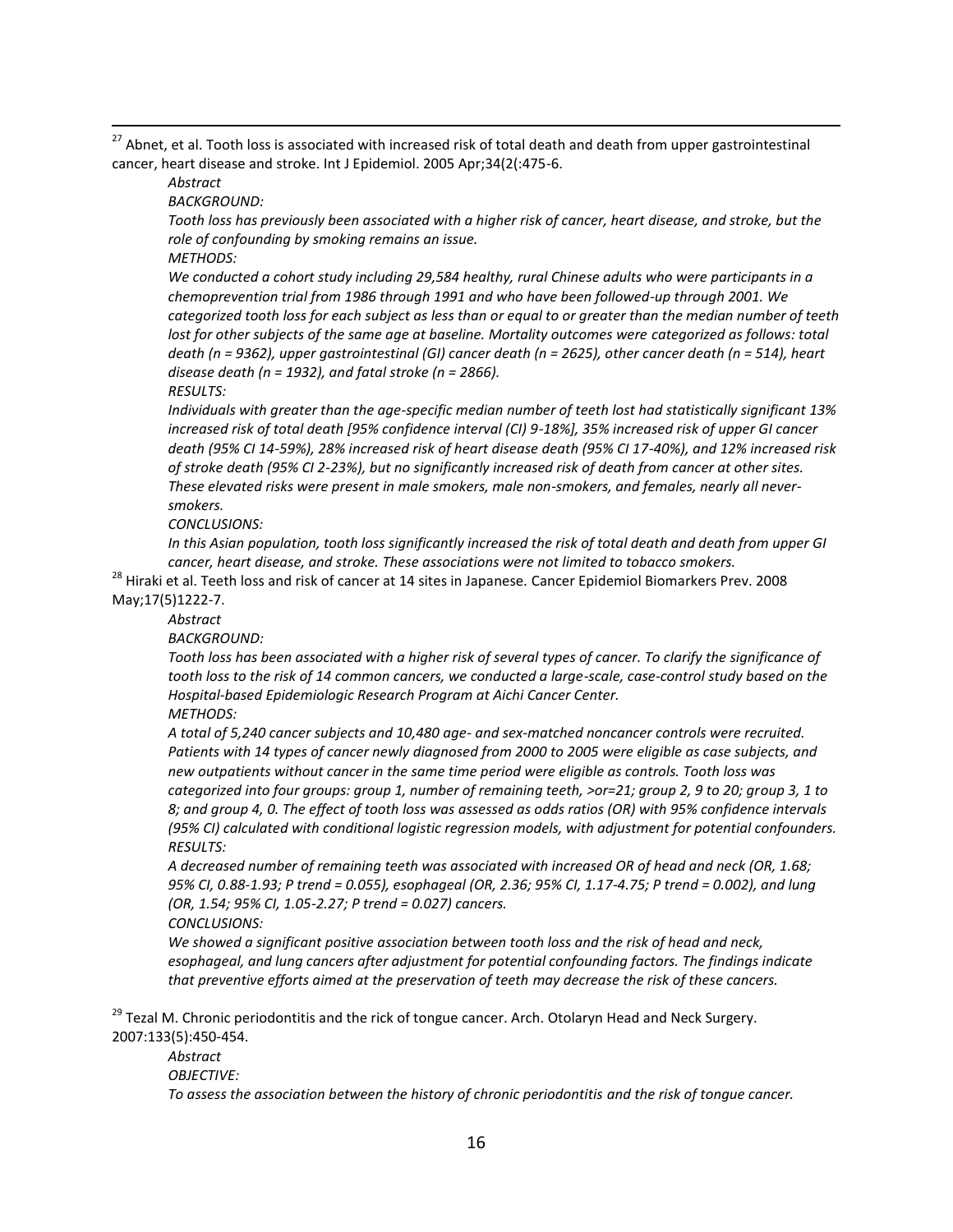[27] Abnet, et al. Tooth loss is associated with increased risk of total death and death from upper gastrointestinal cancer, heart disease and stroke. Int J Epidemiol. 2005 Apr;34(2(:475-6.

> *Abstract*
>
> *BACKGROUND:*
>
> *Tooth loss has previously been associated with a higher risk of cancer, heart disease, and stroke, but the role of confounding by smoking remains an issue.*
>
> *METHODS:*
>
> *We conducted a cohort study including 29,584 healthy, rural Chinese adults who were participants in a chemoprevention trial from 1986 through 1991 and who have been followed-up through 2001. We categorized tooth loss for each subject as less than or equal to or greater than the median number of teeth lost for other subjects of the same age at baseline. Mortality outcomes were categorized as follows: total death (n = 9362), upper gastrointestinal (GI) cancer death (n = 2625), other cancer death (n = 514), heart disease death (n = 1932), and fatal stroke (n = 2866).*
>
> *RESULTS:*
>
> *Individuals with greater than the age-specific median number of teeth lost had statistically significant 13% increased risk of total death [95% confidence interval (CI) 9-18%], 35% increased risk of upper GI cancer death (95% CI 14-59%), 28% increased risk of heart disease death (95% CI 17-40%), and 12% increased risk of stroke death (95% CI 2-23%), but no significantly increased risk of death from cancer at other sites. These elevated risks were present in male smokers, male non-smokers, and females, nearly all never-smokers.*
>
> *CONCLUSIONS:*
>
> *In this Asian population, tooth loss significantly increased the risk of total death and death from upper GI cancer, heart disease, and stroke. These associations were not limited to tobacco smokers.*

[28] Hiraki et al. Teeth loss and risk of cancer at 14 sites in Japanese. Cancer Epidemiol Biomarkers Prev. 2008 May;17(5)1222-7.

> *Abstract*
>
> *BACKGROUND:*
>
> *Tooth loss has been associated with a higher risk of several types of cancer. To clarify the significance of tooth loss to the risk of 14 common cancers, we conducted a large-scale, case-control study based on the Hospital-based Epidemiologic Research Program at Aichi Cancer Center.*
>
> *METHODS:*
>
> *A total of 5,240 cancer subjects and 10,480 age- and sex-matched noncancer controls were recruited. Patients with 14 types of cancer newly diagnosed from 2000 to 2005 were eligible as case subjects, and new outpatients without cancer in the same time period were eligible as controls. Tooth loss was categorized into four groups: group 1, number of remaining teeth, >or=21; group 2, 9 to 20; group 3, 1 to 8; and group 4, 0. The effect of tooth loss was assessed as odds ratios (OR) with 95% confidence intervals (95% CI) calculated with conditional logistic regression models, with adjustment for potential confounders.*
>
> *RESULTS:*
>
> *A decreased number of remaining teeth was associated with increased OR of head and neck (OR, 1.68; 95% CI, 0.88-1.93; P trend = 0.055), esophageal (OR, 2.36; 95% CI, 1.17-4.75; P trend = 0.002), and lung (OR, 1.54; 95% CI, 1.05-2.27; P trend = 0.027) cancers.*
>
> *CONCLUSIONS:*
>
> *We showed a significant positive association between tooth loss and the risk of head and neck, esophageal, and lung cancers after adjustment for potential confounding factors. The findings indicate that preventive efforts aimed at the preservation of teeth may decrease the risk of these cancers.*

[29] Tezal M. Chronic periodontitis and the rick of tongue cancer. Arch. Otolaryn Head and Neck Surgery. 2007:133(5):450-454.

> *Abstract*
>
> *OBJECTIVE:*
>
> *To assess the association between the history of chronic periodontitis and the risk of tongue cancer.*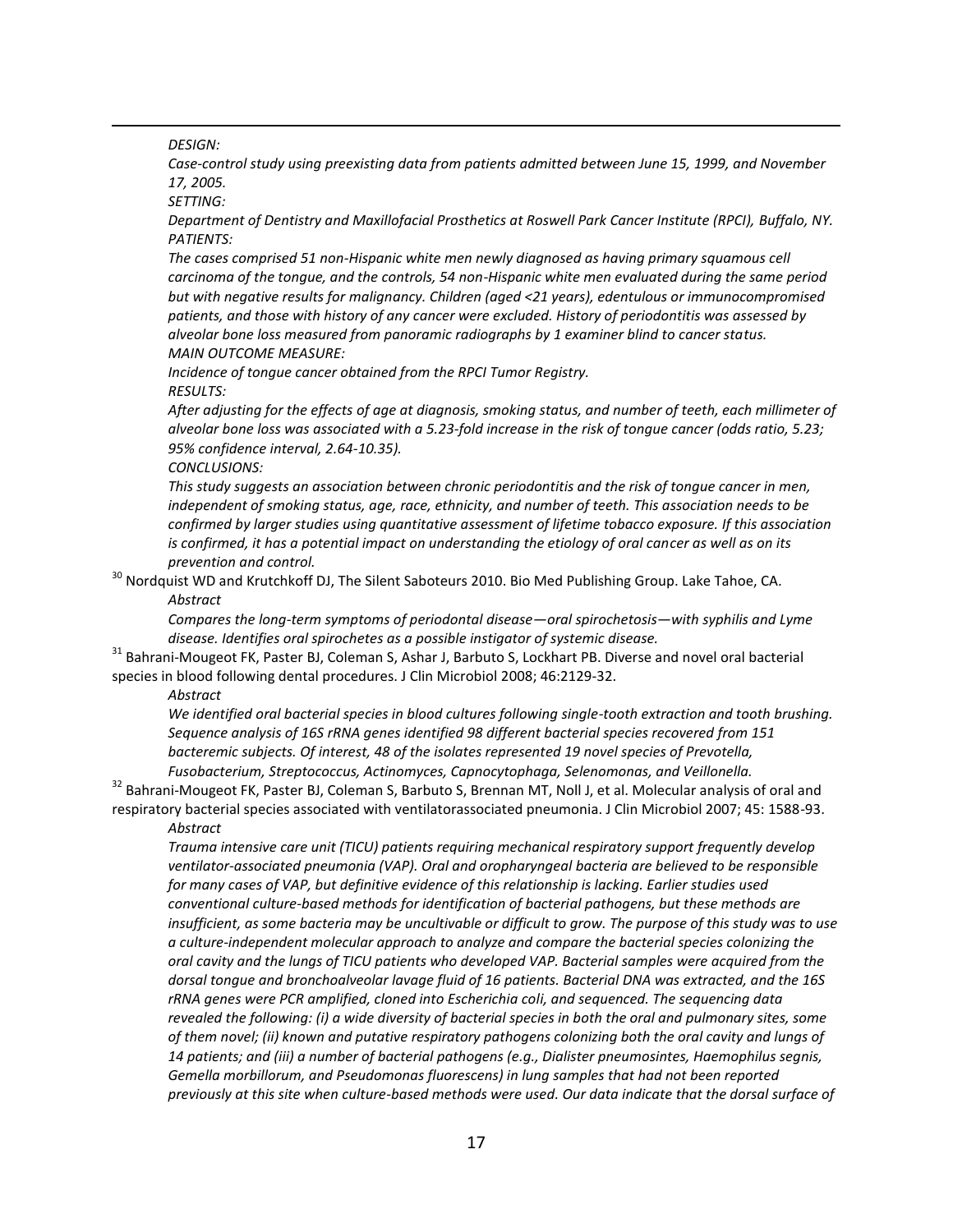*DESIGN:*

*Case-control study using preexisting data from patients admitted between June 15, 1999, and November 17, 2005.*

*SETTING:*

*Department of Dentistry and Maxillofacial Prosthetics at Roswell Park Cancer Institute (RPCI), Buffalo, NY.*

*PATIENTS:*

*The cases comprised 51 non-Hispanic white men newly diagnosed as having primary squamous cell carcinoma of the tongue, and the controls, 54 non-Hispanic white men evaluated during the same period but with negative results for malignancy. Children (aged <21 years), edentulous or immunocompromised patients, and those with history of any cancer were excluded. History of periodontitis was assessed by alveolar bone loss measured from panoramic radiographs by 1 examiner blind to cancer status.*

*MAIN OUTCOME MEASURE:*

*Incidence of tongue cancer obtained from the RPCI Tumor Registry.*

*RESULTS:*

*After adjusting for the effects of age at diagnosis, smoking status, and number of teeth, each millimeter of alveolar bone loss was associated with a 5.23-fold increase in the risk of tongue cancer (odds ratio, 5.23; 95% confidence interval, 2.64-10.35).*

*CONCLUSIONS:*

*This study suggests an association between chronic periodontitis and the risk of tongue cancer in men, independent of smoking status, age, race, ethnicity, and number of teeth. This association needs to be confirmed by larger studies using quantitative assessment of lifetime tobacco exposure. If this association is confirmed, it has a potential impact on understanding the etiology of oral cancer as well as on its prevention and control.*

[30] Nordquist WD and Krutchkoff DJ, The Silent Saboteurs 2010. Bio Med Publishing Group. Lake Tahoe, CA.

*Abstract*

*Compares the long-term symptoms of periodontal disease—oral spirochetosis—with syphilis and Lyme disease. Identifies oral spirochetes as a possible instigator of systemic disease.*

[31] Bahrani-Mougeot FK, Paster BJ, Coleman S, Ashar J, Barbuto S, Lockhart PB. Diverse and novel oral bacterial species in blood following dental procedures. J Clin Microbiol 2008; 46:2129-32.

*Abstract*

*We identified oral bacterial species in blood cultures following single-tooth extraction and tooth brushing. Sequence analysis of 16S rRNA genes identified 98 different bacterial species recovered from 151 bacteremic subjects. Of interest, 48 of the isolates represented 19 novel species of Prevotella, Fusobacterium, Streptococcus, Actinomyces, Capnocytophaga, Selenomonas, and Veillonella.*

[32] Bahrani-Mougeot FK, Paster BJ, Coleman S, Barbuto S, Brennan MT, Noll J, et al. Molecular analysis of oral and respiratory bacterial species associated with ventilatorassociated pneumonia. J Clin Microbiol 2007; 45: 1588-93.

*Abstract*

*Trauma intensive care unit (TICU) patients requiring mechanical respiratory support frequently develop ventilator-associated pneumonia (VAP). Oral and oropharyngeal bacteria are believed to be responsible for many cases of VAP, but definitive evidence of this relationship is lacking. Earlier studies used conventional culture-based methods for identification of bacterial pathogens, but these methods are insufficient, as some bacteria may be uncultivable or difficult to grow. The purpose of this study was to use a culture-independent molecular approach to analyze and compare the bacterial species colonizing the oral cavity and the lungs of TICU patients who developed VAP. Bacterial samples were acquired from the dorsal tongue and bronchoalveolar lavage fluid of 16 patients. Bacterial DNA was extracted, and the 16S rRNA genes were PCR amplified, cloned into Escherichia coli, and sequenced. The sequencing data revealed the following: (i) a wide diversity of bacterial species in both the oral and pulmonary sites, some of them novel; (ii) known and putative respiratory pathogens colonizing both the oral cavity and lungs of 14 patients; and (iii) a number of bacterial pathogens (e.g., Dialister pneumosintes, Haemophilus segnis, Gemella morbillorum, and Pseudomonas fluorescens) in lung samples that had not been reported previously at this site when culture-based methods were used. Our data indicate that the dorsal surface of*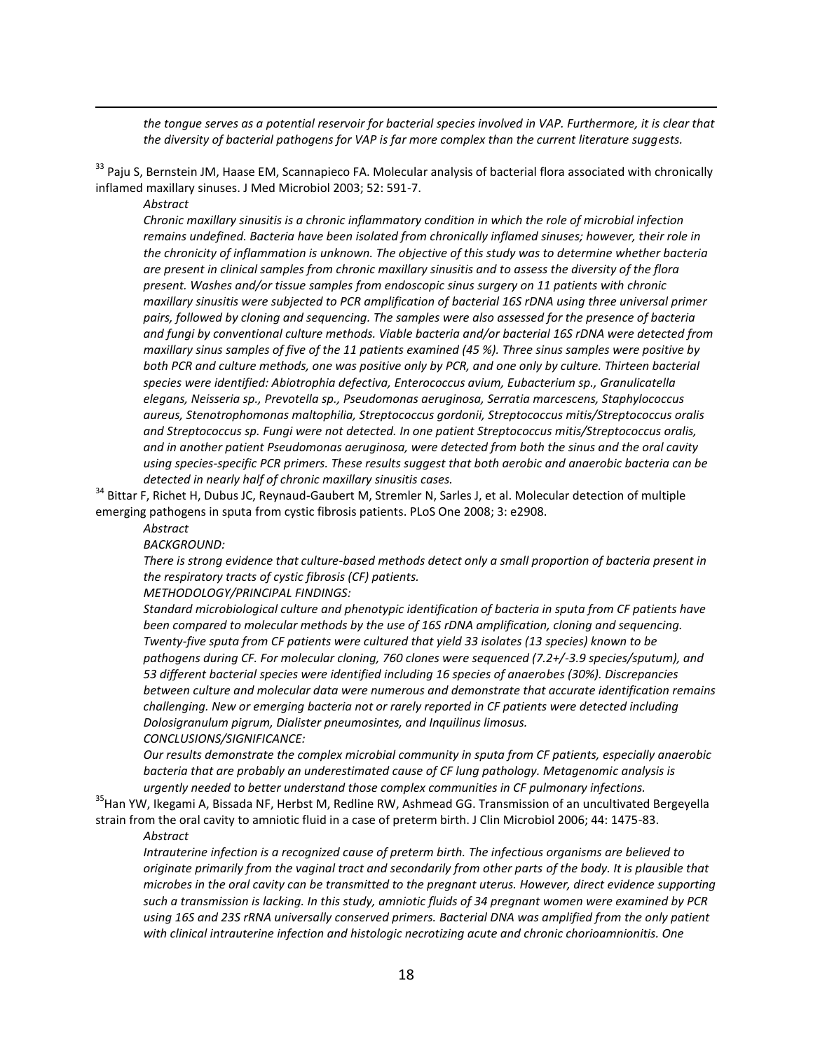*the tongue serves as a potential reservoir for bacterial species involved in VAP. Furthermore, it is clear that the diversity of bacterial pathogens for VAP is far more complex than the current literature suggests.*

[33] Paju S, Bernstein JM, Haase EM, Scannapieco FA. Molecular analysis of bacterial flora associated with chronically inflamed maxillary sinuses. J Med Microbiol 2003; 52: 591-7.

*Abstract*

*Chronic maxillary sinusitis is a chronic inflammatory condition in which the role of microbial infection remains undefined. Bacteria have been isolated from chronically inflamed sinuses; however, their role in the chronicity of inflammation is unknown. The objective of this study was to determine whether bacteria are present in clinical samples from chronic maxillary sinusitis and to assess the diversity of the flora present. Washes and/or tissue samples from endoscopic sinus surgery on 11 patients with chronic maxillary sinusitis were subjected to PCR amplification of bacterial 16S rDNA using three universal primer pairs, followed by cloning and sequencing. The samples were also assessed for the presence of bacteria and fungi by conventional culture methods. Viable bacteria and/or bacterial 16S rDNA were detected from maxillary sinus samples of five of the 11 patients examined (45 %). Three sinus samples were positive by both PCR and culture methods, one was positive only by PCR, and one only by culture. Thirteen bacterial species were identified: Abiotrophia defectiva, Enterococcus avium, Eubacterium sp., Granulicatella elegans, Neisseria sp., Prevotella sp., Pseudomonas aeruginosa, Serratia marcescens, Staphylococcus aureus, Stenotrophomonas maltophilia, Streptococcus gordonii, Streptococcus mitis/Streptococcus oralis and Streptococcus sp. Fungi were not detected. In one patient Streptococcus mitis/Streptococcus oralis, and in another patient Pseudomonas aeruginosa, were detected from both the sinus and the oral cavity using species-specific PCR primers. These results suggest that both aerobic and anaerobic bacteria can be detected in nearly half of chronic maxillary sinusitis cases.*

[34] Bittar F, Richet H, Dubus JC, Reynaud-Gaubert M, Stremler N, Sarles J, et al. Molecular detection of multiple emerging pathogens in sputa from cystic fibrosis patients. PLoS One 2008; 3: e2908.

*Abstract*

*BACKGROUND:*

*There is strong evidence that culture-based methods detect only a small proportion of bacteria present in the respiratory tracts of cystic fibrosis (CF) patients.*

*METHODOLOGY/PRINCIPAL FINDINGS:*

*Standard microbiological culture and phenotypic identification of bacteria in sputa from CF patients have been compared to molecular methods by the use of 16S rDNA amplification, cloning and sequencing. Twenty-five sputa from CF patients were cultured that yield 33 isolates (13 species) known to be pathogens during CF. For molecular cloning, 760 clones were sequenced (7.2+/-3.9 species/sputum), and 53 different bacterial species were identified including 16 species of anaerobes (30%). Discrepancies between culture and molecular data were numerous and demonstrate that accurate identification remains challenging. New or emerging bacteria not or rarely reported in CF patients were detected including Dolosigranulum pigrum, Dialister pneumosintes, and Inquilinus limosus.*

*CONCLUSIONS/SIGNIFICANCE:*

*Our results demonstrate the complex microbial community in sputa from CF patients, especially anaerobic bacteria that are probably an underestimated cause of CF lung pathology. Metagenomic analysis is urgently needed to better understand those complex communities in CF pulmonary infections.*

[35] Han YW, Ikegami A, Bissada NF, Herbst M, Redline RW, Ashmead GG. Transmission of an uncultivated Bergeyella strain from the oral cavity to amniotic fluid in a case of preterm birth. J Clin Microbiol 2006; 44: 1475-83.

*Abstract*

*Intrauterine infection is a recognized cause of preterm birth. The infectious organisms are believed to originate primarily from the vaginal tract and secondarily from other parts of the body. It is plausible that microbes in the oral cavity can be transmitted to the pregnant uterus. However, direct evidence supporting such a transmission is lacking. In this study, amniotic fluids of 34 pregnant women were examined by PCR using 16S and 23S rRNA universally conserved primers. Bacterial DNA was amplified from the only patient with clinical intrauterine infection and histologic necrotizing acute and chronic chorioamnionitis. One*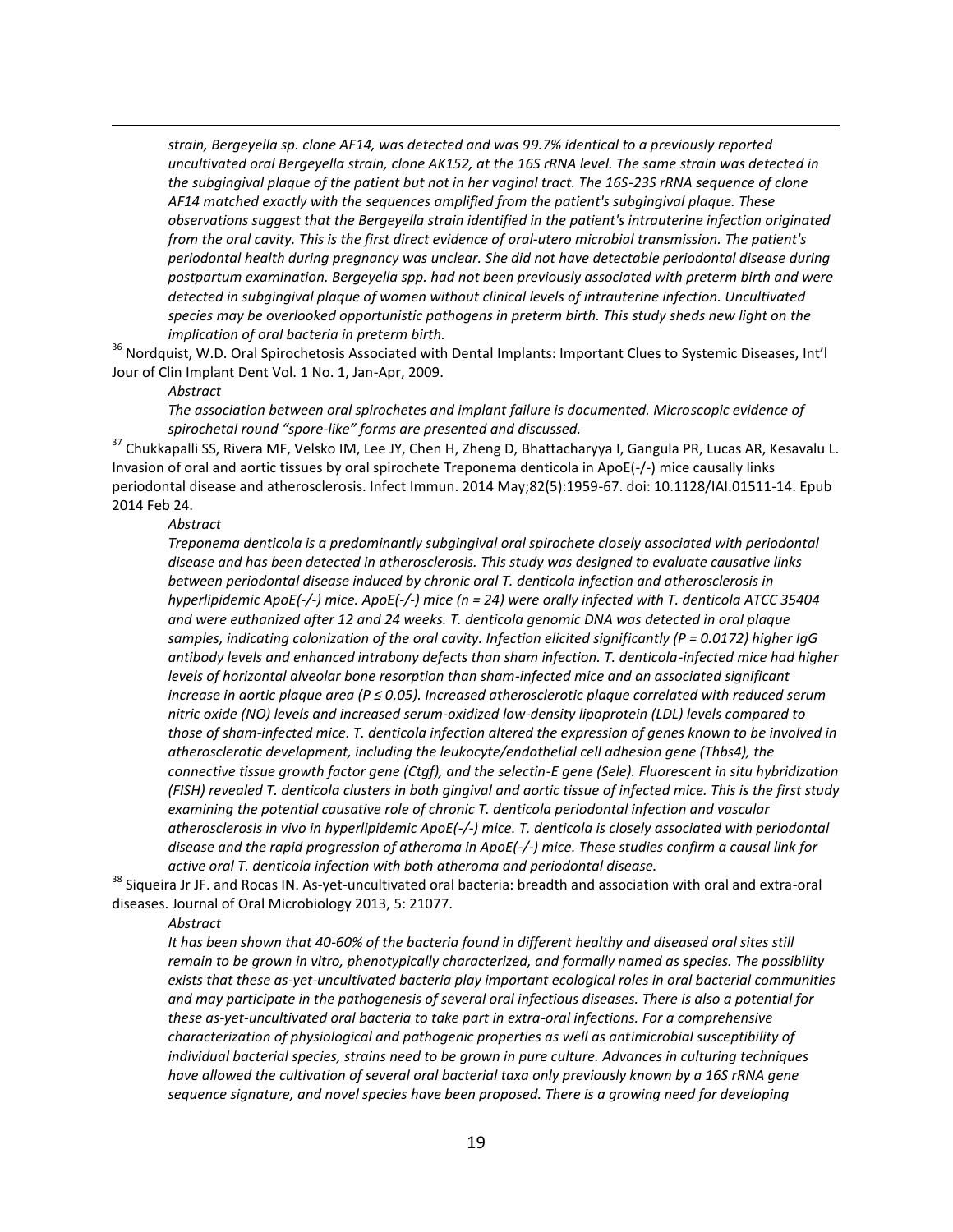*strain, Bergeyella sp. clone AF14, was detected and was 99.7% identical to a previously reported uncultivated oral Bergeyella strain, clone AK152, at the 16S rRNA level. The same strain was detected in the subgingival plaque of the patient but not in her vaginal tract. The 16S-23S rRNA sequence of clone AF14 matched exactly with the sequences amplified from the patient's subgingival plaque. These observations suggest that the Bergeyella strain identified in the patient's intrauterine infection originated from the oral cavity. This is the first direct evidence of oral-utero microbial transmission. The patient's periodontal health during pregnancy was unclear. She did not have detectable periodontal disease during postpartum examination. Bergeyella spp. had not been previously associated with preterm birth and were detected in subgingival plaque of women without clinical levels of intrauterine infection. Uncultivated species may be overlooked opportunistic pathogens in preterm birth. This study sheds new light on the implication of oral bacteria in preterm birth.*

[36] Nordquist, W.D. Oral Spirochetosis Associated with Dental Implants: Important Clues to Systemic Diseases, Int'l Jour of Clin Implant Dent Vol. 1 No. 1, Jan-Apr, 2009.

*Abstract*

*The association between oral spirochetes and implant failure is documented. Microscopic evidence of spirochetal round "spore-like" forms are presented and discussed.*

[37] Chukkapalli SS, Rivera MF, Velsko IM, Lee JY, Chen H, Zheng D, Bhattacharyya I, Gangula PR, Lucas AR, Kesavalu L. Invasion of oral and aortic tissues by oral spirochete Treponema denticola in ApoE(-/-) mice causally links periodontal disease and atherosclerosis. Infect Immun. 2014 May;82(5):1959-67. doi: 10.1128/IAI.01511-14. Epub 2014 Feb 24.

*Abstract*

*Treponema denticola is a predominantly subgingival oral spirochete closely associated with periodontal disease and has been detected in atherosclerosis. This study was designed to evaluate causative links between periodontal disease induced by chronic oral T. denticola infection and atherosclerosis in hyperlipidemic ApoE(-/-) mice. ApoE(-/-) mice (n = 24) were orally infected with T. denticola ATCC 35404 and were euthanized after 12 and 24 weeks. T. denticola genomic DNA was detected in oral plaque samples, indicating colonization of the oral cavity. Infection elicited significantly (P = 0.0172) higher IgG antibody levels and enhanced intrabony defects than sham infection. T. denticola-infected mice had higher levels of horizontal alveolar bone resorption than sham-infected mice and an associated significant increase in aortic plaque area (P ≤ 0.05). Increased atherosclerotic plaque correlated with reduced serum nitric oxide (NO) levels and increased serum-oxidized low-density lipoprotein (LDL) levels compared to those of sham-infected mice. T. denticola infection altered the expression of genes known to be involved in atherosclerotic development, including the leukocyte/endothelial cell adhesion gene (Thbs4), the connective tissue growth factor gene (Ctgf), and the selectin-E gene (Sele). Fluorescent in situ hybridization (FISH) revealed T. denticola clusters in both gingival and aortic tissue of infected mice. This is the first study examining the potential causative role of chronic T. denticola periodontal infection and vascular atherosclerosis in vivo in hyperlipidemic ApoE(-/-) mice. T. denticola is closely associated with periodontal disease and the rapid progression of atheroma in ApoE(-/-) mice. These studies confirm a causal link for active oral T. denticola infection with both atheroma and periodontal disease.*

[38] Siqueira Jr JF. and Rocas IN. As-yet-uncultivated oral bacteria: breadth and association with oral and extra-oral diseases. Journal of Oral Microbiology 2013, 5: 21077.

*Abstract*

*It has been shown that 40-60% of the bacteria found in different healthy and diseased oral sites still remain to be grown in vitro, phenotypically characterized, and formally named as species. The possibility exists that these as-yet-uncultivated bacteria play important ecological roles in oral bacterial communities and may participate in the pathogenesis of several oral infectious diseases. There is also a potential for these as-yet-uncultivated oral bacteria to take part in extra-oral infections. For a comprehensive characterization of physiological and pathogenic properties as well as antimicrobial susceptibility of individual bacterial species, strains need to be grown in pure culture. Advances in culturing techniques have allowed the cultivation of several oral bacterial taxa only previously known by a 16S rRNA gene sequence signature, and novel species have been proposed. There is a growing need for developing*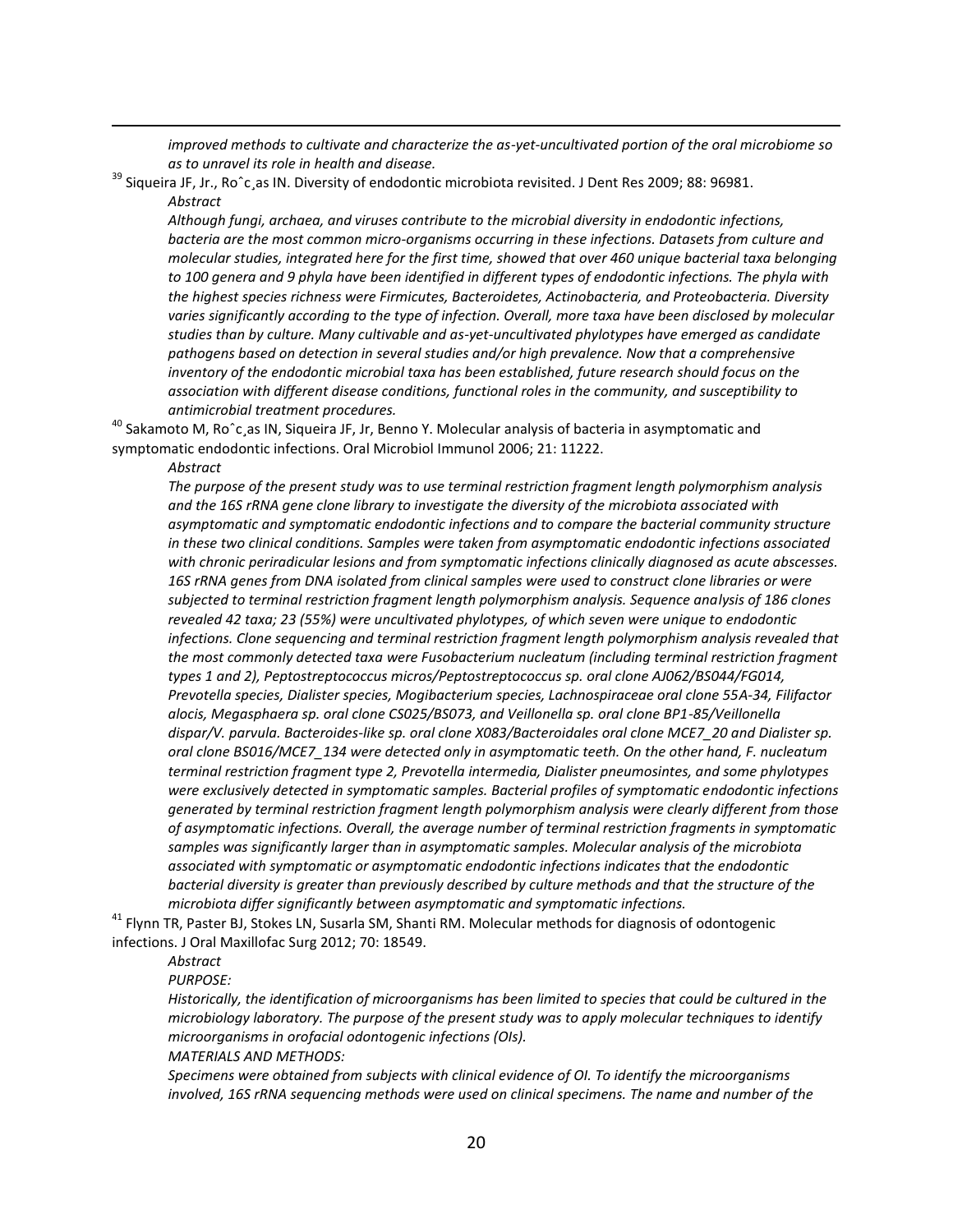*improved methods to cultivate and characterize the as-yet-uncultivated portion of the oral microbiome so as to unravel its role in health and disease.*

[39] Siqueira JF, Jr., Roˆc¸as IN. Diversity of endodontic microbiota revisited. J Dent Res 2009; 88: 96981.

*Abstract*

*Although fungi, archaea, and viruses contribute to the microbial diversity in endodontic infections, bacteria are the most common micro-organisms occurring in these infections. Datasets from culture and molecular studies, integrated here for the first time, showed that over 460 unique bacterial taxa belonging to 100 genera and 9 phyla have been identified in different types of endodontic infections. The phyla with the highest species richness were Firmicutes, Bacteroidetes, Actinobacteria, and Proteobacteria. Diversity varies significantly according to the type of infection. Overall, more taxa have been disclosed by molecular studies than by culture. Many cultivable and as-yet-uncultivated phylotypes have emerged as candidate pathogens based on detection in several studies and/or high prevalence. Now that a comprehensive inventory of the endodontic microbial taxa has been established, future research should focus on the association with different disease conditions, functional roles in the community, and susceptibility to antimicrobial treatment procedures.*

[40] Sakamoto M, Roˆc¸as IN, Siqueira JF, Jr, Benno Y. Molecular analysis of bacteria in asymptomatic and symptomatic endodontic infections. Oral Microbiol Immunol 2006; 21: 11222.

*Abstract*

*The purpose of the present study was to use terminal restriction fragment length polymorphism analysis and the 16S rRNA gene clone library to investigate the diversity of the microbiota associated with asymptomatic and symptomatic endodontic infections and to compare the bacterial community structure in these two clinical conditions. Samples were taken from asymptomatic endodontic infections associated with chronic periradicular lesions and from symptomatic infections clinically diagnosed as acute abscesses. 16S rRNA genes from DNA isolated from clinical samples were used to construct clone libraries or were subjected to terminal restriction fragment length polymorphism analysis. Sequence analysis of 186 clones revealed 42 taxa; 23 (55%) were uncultivated phylotypes, of which seven were unique to endodontic infections. Clone sequencing and terminal restriction fragment length polymorphism analysis revealed that the most commonly detected taxa were Fusobacterium nucleatum (including terminal restriction fragment types 1 and 2), Peptostreptococcus micros/Peptostreptococcus sp. oral clone AJ062/BS044/FG014, Prevotella species, Dialister species, Mogibacterium species, Lachnospiraceae oral clone 55A-34, Filifactor alocis, Megasphaera sp. oral clone CS025/BS073, and Veillonella sp. oral clone BP1-85/Veillonella dispar/V. parvula. Bacteroides-like sp. oral clone X083/Bacteroidales oral clone MCE7_20 and Dialister sp. oral clone BS016/MCE7_134 were detected only in asymptomatic teeth. On the other hand, F. nucleatum terminal restriction fragment type 2, Prevotella intermedia, Dialister pneumosintes, and some phylotypes were exclusively detected in symptomatic samples. Bacterial profiles of symptomatic endodontic infections generated by terminal restriction fragment length polymorphism analysis were clearly different from those of asymptomatic infections. Overall, the average number of terminal restriction fragments in symptomatic samples was significantly larger than in asymptomatic samples. Molecular analysis of the microbiota associated with symptomatic or asymptomatic endodontic infections indicates that the endodontic bacterial diversity is greater than previously described by culture methods and that the structure of the microbiota differ significantly between asymptomatic and symptomatic infections.*

[41] Flynn TR, Paster BJ, Stokes LN, Susarla SM, Shanti RM. Molecular methods for diagnosis of odontogenic infections. J Oral Maxillofac Surg 2012; 70: 18549.

*Abstract*

*PURPOSE:*

*Historically, the identification of microorganisms has been limited to species that could be cultured in the microbiology laboratory. The purpose of the present study was to apply molecular techniques to identify microorganisms in orofacial odontogenic infections (OIs).*

*MATERIALS AND METHODS:*

*Specimens were obtained from subjects with clinical evidence of OI. To identify the microorganisms involved, 16S rRNA sequencing methods were used on clinical specimens. The name and number of the*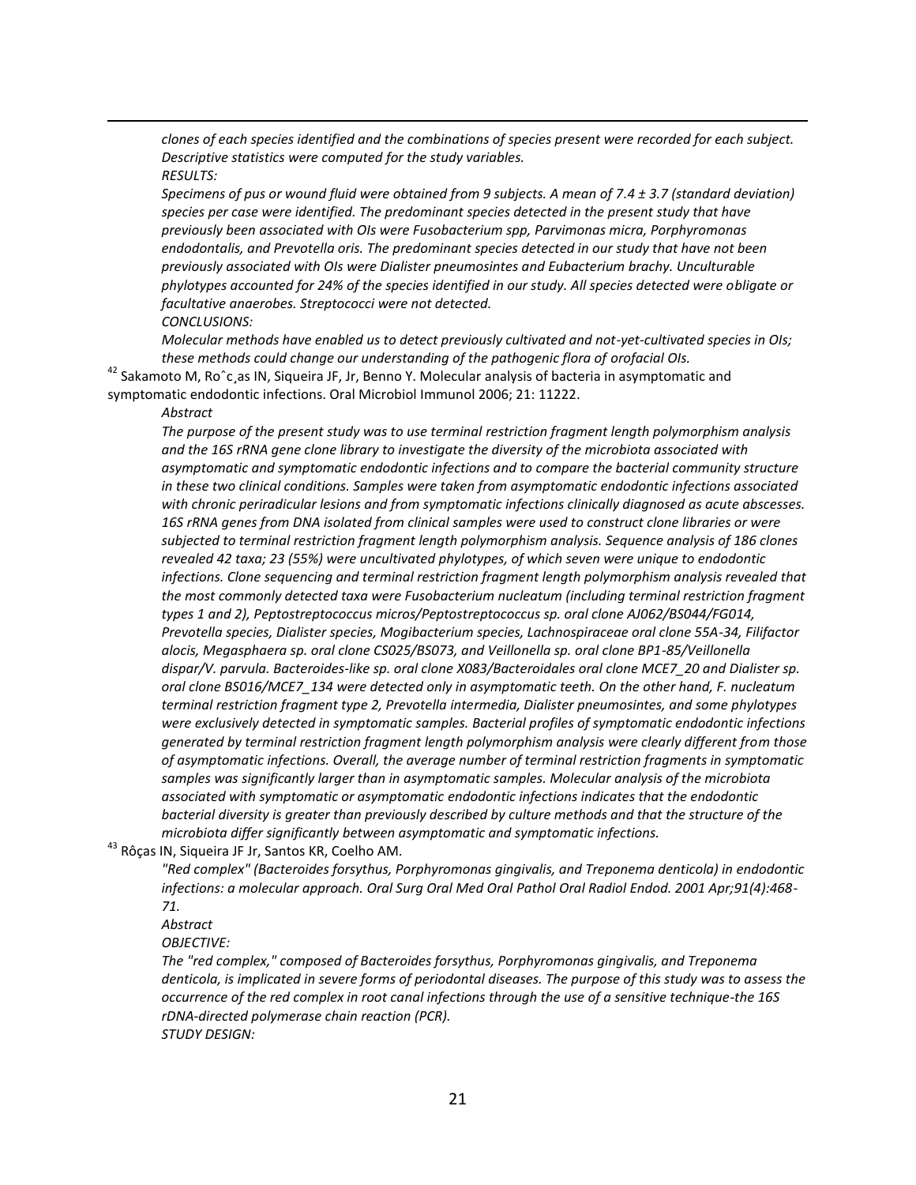*clones of each species identified and the combinations of species present were recorded for each subject. Descriptive statistics were computed for the study variables.*

*RESULTS:*

*Specimens of pus or wound fluid were obtained from 9 subjects. A mean of 7.4 ± 3.7 (standard deviation) species per case were identified. The predominant species detected in the present study that have previously been associated with OIs were Fusobacterium spp, Parvimonas micra, Porphyromonas endodontalis, and Prevotella oris. The predominant species detected in our study that have not been previously associated with OIs were Dialister pneumosintes and Eubacterium brachy. Unculturable phylotypes accounted for 24% of the species identified in our study. All species detected were obligate or facultative anaerobes. Streptococci were not detected.*

*CONCLUSIONS:*

*Molecular methods have enabled us to detect previously cultivated and not-yet-cultivated species in OIs; these methods could change our understanding of the pathogenic flora of orofacial OIs.*

[42] Sakamoto M, Roˆc¸as IN, Siqueira JF, Jr, Benno Y. Molecular analysis of bacteria in asymptomatic and symptomatic endodontic infections. Oral Microbiol Immunol 2006; 21: 11222.

*Abstract*

*The purpose of the present study was to use terminal restriction fragment length polymorphism analysis and the 16S rRNA gene clone library to investigate the diversity of the microbiota associated with asymptomatic and symptomatic endodontic infections and to compare the bacterial community structure in these two clinical conditions. Samples were taken from asymptomatic endodontic infections associated with chronic periradicular lesions and from symptomatic infections clinically diagnosed as acute abscesses. 16S rRNA genes from DNA isolated from clinical samples were used to construct clone libraries or were subjected to terminal restriction fragment length polymorphism analysis. Sequence analysis of 186 clones revealed 42 taxa; 23 (55%) were uncultivated phylotypes, of which seven were unique to endodontic infections. Clone sequencing and terminal restriction fragment length polymorphism analysis revealed that the most commonly detected taxa were Fusobacterium nucleatum (including terminal restriction fragment types 1 and 2), Peptostreptococcus micros/Peptostreptococcus sp. oral clone AJ062/BS044/FG014, Prevotella species, Dialister species, Mogibacterium species, Lachnospiraceae oral clone 55A-34, Filifactor alocis, Megasphaera sp. oral clone CS025/BS073, and Veillonella sp. oral clone BP1-85/Veillonella dispar/V. parvula. Bacteroides-like sp. oral clone X083/Bacteroidales oral clone MCE7_20 and Dialister sp. oral clone BS016/MCE7_134 were detected only in asymptomatic teeth. On the other hand, F. nucleatum terminal restriction fragment type 2, Prevotella intermedia, Dialister pneumosintes, and some phylotypes were exclusively detected in symptomatic samples. Bacterial profiles of symptomatic endodontic infections generated by terminal restriction fragment length polymorphism analysis were clearly different from those of asymptomatic infections. Overall, the average number of terminal restriction fragments in symptomatic samples was significantly larger than in asymptomatic samples. Molecular analysis of the microbiota associated with symptomatic or asymptomatic endodontic infections indicates that the endodontic bacterial diversity is greater than previously described by culture methods and that the structure of the microbiota differ significantly between asymptomatic and symptomatic infections.*

[43] Rôças IN, Siqueira JF Jr, Santos KR, Coelho AM.

*"Red complex" (Bacteroides forsythus, Porphyromonas gingivalis, and Treponema denticola) in endodontic infections: a molecular approach. Oral Surg Oral Med Oral Pathol Oral Radiol Endod. 2001 Apr;91(4):468-71.*

*Abstract*

*OBJECTIVE:*

*The "red complex," composed of Bacteroides forsythus, Porphyromonas gingivalis, and Treponema denticola, is implicated in severe forms of periodontal diseases. The purpose of this study was to assess the occurrence of the red complex in root canal infections through the use of a sensitive technique-the 16S rDNA-directed polymerase chain reaction (PCR).*

*STUDY DESIGN:*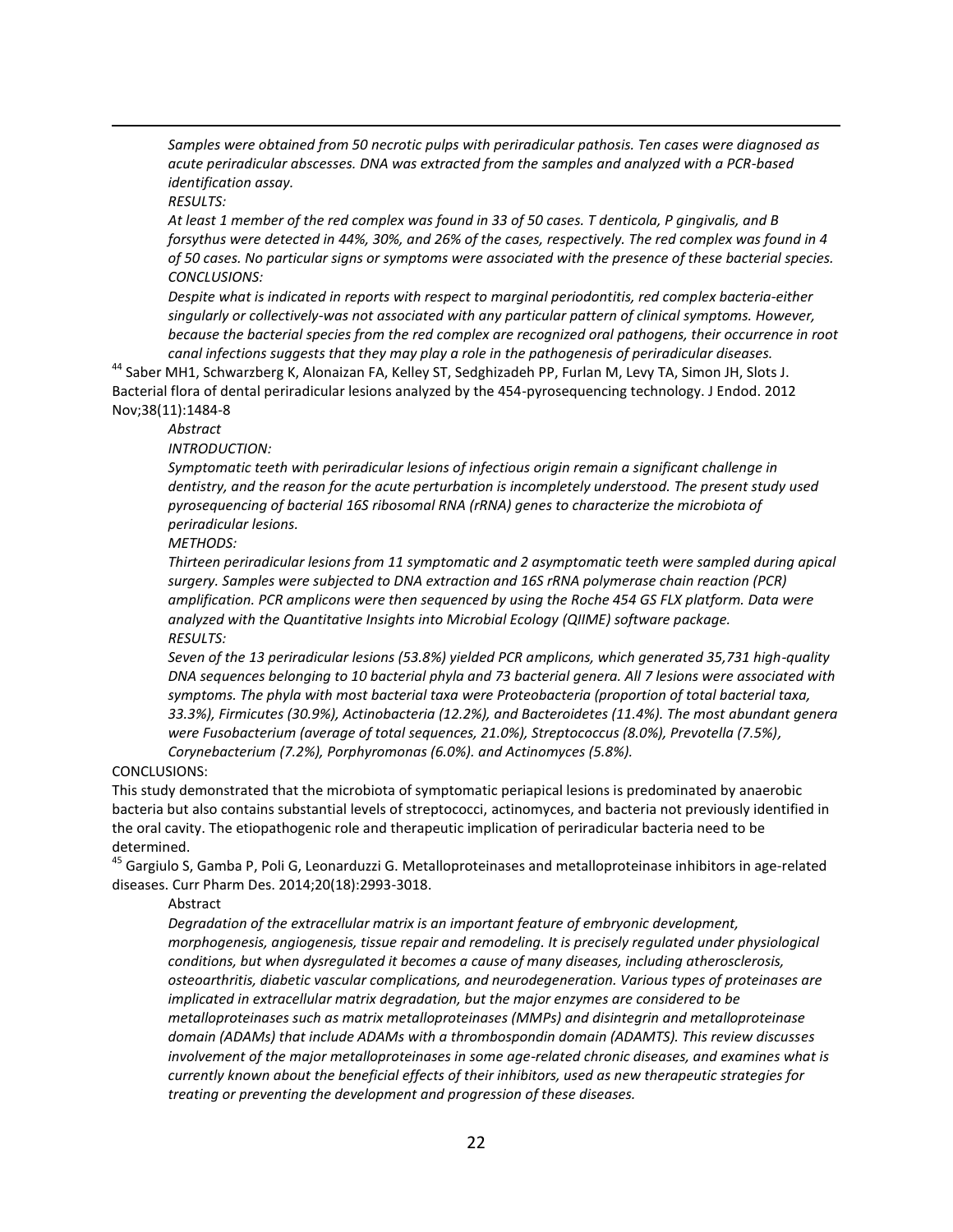*Samples were obtained from 50 necrotic pulps with periradicular pathosis. Ten cases were diagnosed as acute periradicular abscesses. DNA was extracted from the samples and analyzed with a PCR-based identification assay.*

*RESULTS:*

*At least 1 member of the red complex was found in 33 of 50 cases. T denticola, P gingivalis, and B forsythus were detected in 44%, 30%, and 26% of the cases, respectively. The red complex was found in 4 of 50 cases. No particular signs or symptoms were associated with the presence of these bacterial species.*

*CONCLUSIONS:*

*Despite what is indicated in reports with respect to marginal periodontitis, red complex bacteria-either singularly or collectively-was not associated with any particular pattern of clinical symptoms. However, because the bacterial species from the red complex are recognized oral pathogens, their occurrence in root canal infections suggests that they may play a role in the pathogenesis of periradicular diseases.*

[44] Saber MH1, Schwarzberg K, Alonaizan FA, Kelley ST, Sedghizadeh PP, Furlan M, Levy TA, Simon JH, Slots J. Bacterial flora of dental periradicular lesions analyzed by the 454-pyrosequencing technology. J Endod. 2012 Nov;38(11):1484-8

*Abstract*

*INTRODUCTION:*

*Symptomatic teeth with periradicular lesions of infectious origin remain a significant challenge in dentistry, and the reason for the acute perturbation is incompletely understood. The present study used pyrosequencing of bacterial 16S ribosomal RNA (rRNA) genes to characterize the microbiota of periradicular lesions.*

*METHODS:*

*Thirteen periradicular lesions from 11 symptomatic and 2 asymptomatic teeth were sampled during apical surgery. Samples were subjected to DNA extraction and 16S rRNA polymerase chain reaction (PCR) amplification. PCR amplicons were then sequenced by using the Roche 454 GS FLX platform. Data were analyzed with the Quantitative Insights into Microbial Ecology (QIIME) software package.*

*RESULTS:*

*Seven of the 13 periradicular lesions (53.8%) yielded PCR amplicons, which generated 35,731 high-quality DNA sequences belonging to 10 bacterial phyla and 73 bacterial genera. All 7 lesions were associated with symptoms. The phyla with most bacterial taxa were Proteobacteria (proportion of total bacterial taxa, 33.3%), Firmicutes (30.9%), Actinobacteria (12.2%), and Bacteroidetes (11.4%). The most abundant genera were Fusobacterium (average of total sequences, 21.0%), Streptococcus (8.0%), Prevotella (7.5%), Corynebacterium (7.2%), Porphyromonas (6.0%). and Actinomyces (5.8%).*

CONCLUSIONS:

This study demonstrated that the microbiota of symptomatic periapical lesions is predominated by anaerobic bacteria but also contains substantial levels of streptococci, actinomyces, and bacteria not previously identified in the oral cavity. The etiopathogenic role and therapeutic implication of periradicular bacteria need to be determined.

[45] Gargiulo S, Gamba P, Poli G, Leonarduzzi G. Metalloproteinases and metalloproteinase inhibitors in age-related diseases. Curr Pharm Des. 2014;20(18):2993-3018.

Abstract

*Degradation of the extracellular matrix is an important feature of embryonic development, morphogenesis, angiogenesis, tissue repair and remodeling. It is precisely regulated under physiological conditions, but when dysregulated it becomes a cause of many diseases, including atherosclerosis, osteoarthritis, diabetic vascular complications, and neurodegeneration. Various types of proteinases are implicated in extracellular matrix degradation, but the major enzymes are considered to be metalloproteinases such as matrix metalloproteinases (MMPs) and disintegrin and metalloproteinase domain (ADAMs) that include ADAMs with a thrombospondin domain (ADAMTS). This review discusses involvement of the major metalloproteinases in some age-related chronic diseases, and examines what is currently known about the beneficial effects of their inhibitors, used as new therapeutic strategies for treating or preventing the development and progression of these diseases.*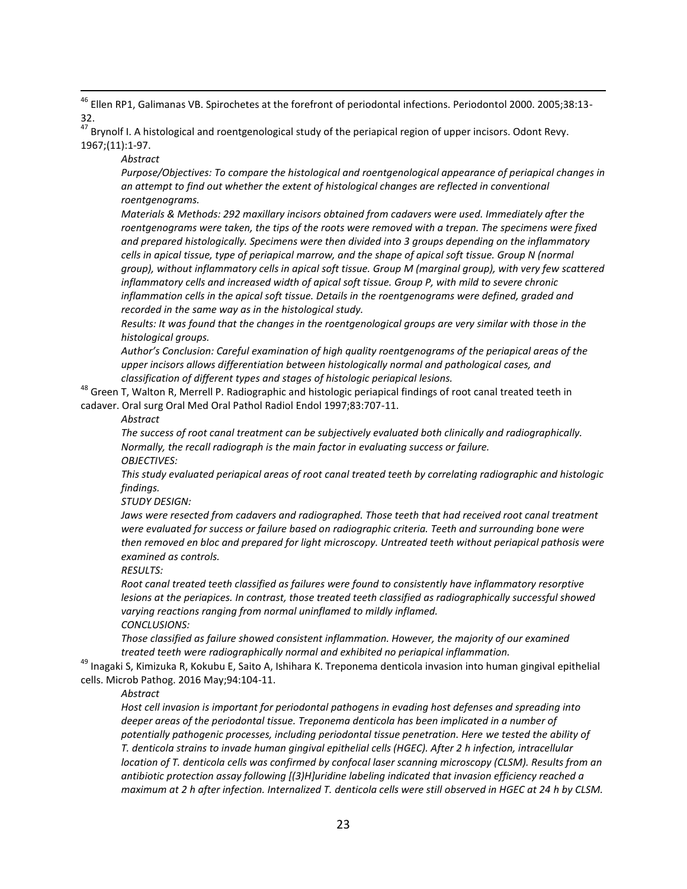[46] Ellen RP1, Galimanas VB. Spirochetes at the forefront of periodontal infections. Periodontol 2000. 2005;38:13-32.

[47] Brynolf I. A histological and roentgenological study of the periapical region of upper incisors. Odont Revy. 1967;(11):1-97.

*Abstract*

*Purpose/Objectives: To compare the histological and roentgenological appearance of periapical changes in an attempt to find out whether the extent of histological changes are reflected in conventional roentgenograms.*

*Materials & Methods: 292 maxillary incisors obtained from cadavers were used. Immediately after the roentgenograms were taken, the tips of the roots were removed with a trepan. The specimens were fixed and prepared histologically. Specimens were then divided into 3 groups depending on the inflammatory cells in apical tissue, type of periapical marrow, and the shape of apical soft tissue. Group N (normal group), without inflammatory cells in apical soft tissue. Group M (marginal group), with very few scattered inflammatory cells and increased width of apical soft tissue. Group P, with mild to severe chronic inflammation cells in the apical soft tissue. Details in the roentgenograms were defined, graded and recorded in the same way as in the histological study.*

*Results: It was found that the changes in the roentgenological groups are very similar with those in the histological groups.*

*Author's Conclusion: Careful examination of high quality roentgenograms of the periapical areas of the upper incisors allows differentiation between histologically normal and pathological cases, and classification of different types and stages of histologic periapical lesions.*

[48] Green T, Walton R, Merrell P. Radiographic and histologic periapical findings of root canal treated teeth in cadaver. Oral surg Oral Med Oral Pathol Radiol Endol 1997;83:707-11.

*Abstract*

*The success of root canal treatment can be subjectively evaluated both clinically and radiographically. Normally, the recall radiograph is the main factor in evaluating success or failure.*

*OBJECTIVES:*

*This study evaluated periapical areas of root canal treated teeth by correlating radiographic and histologic findings.*

*STUDY DESIGN:*

*Jaws were resected from cadavers and radiographed. Those teeth that had received root canal treatment were evaluated for success or failure based on radiographic criteria. Teeth and surrounding bone were then removed en bloc and prepared for light microscopy. Untreated teeth without periapical pathosis were examined as controls.*

*RESULTS:*

*Root canal treated teeth classified as failures were found to consistently have inflammatory resorptive lesions at the periapices. In contrast, those treated teeth classified as radiographically successful showed varying reactions ranging from normal uninflamed to mildly inflamed.*

*CONCLUSIONS:*

*Those classified as failure showed consistent inflammation. However, the majority of our examined treated teeth were radiographically normal and exhibited no periapical inflammation.*

[49] Inagaki S, Kimizuka R, Kokubu E, Saito A, Ishihara K. Treponema denticola invasion into human gingival epithelial cells. Microb Pathog. 2016 May;94:104-11.

*Abstract*

*Host cell invasion is important for periodontal pathogens in evading host defenses and spreading into deeper areas of the periodontal tissue. Treponema denticola has been implicated in a number of potentially pathogenic processes, including periodontal tissue penetration. Here we tested the ability of T. denticola strains to invade human gingival epithelial cells (HGEC). After 2 h infection, intracellular location of T. denticola cells was confirmed by confocal laser scanning microscopy (CLSM). Results from an antibiotic protection assay following [(3)H]uridine labeling indicated that invasion efficiency reached a maximum at 2 h after infection. Internalized T. denticola cells were still observed in HGEC at 24 h by CLSM.*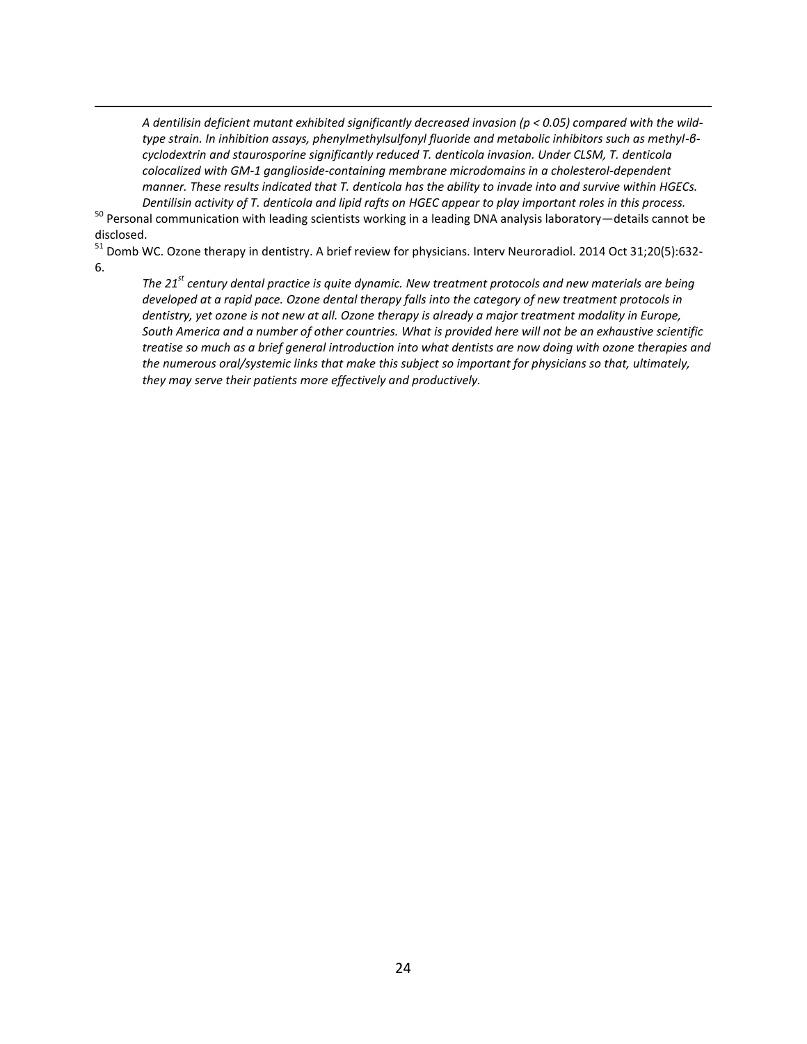*A dentilisin deficient mutant exhibited significantly decreased invasion ($p < 0.05$) compared with the wild-type strain. In inhibition assays, phenylmethylsulfonyl fluoride and metabolic inhibitors such as methyl-β-cyclodextrin and staurosporine significantly reduced T. denticola invasion. Under CLSM, T. denticola colocalized with GM-1 ganglioside-containing membrane microdomains in a cholesterol-dependent manner. These results indicated that T. denticola has the ability to invade into and survive within HGECs. Dentilisin activity of T. denticola and lipid rafts on HGEC appear to play important roles in this process.*

[50] Personal communication with leading scientists working in a leading DNA analysis laboratory—details cannot be disclosed.

[51] Domb WC. Ozone therapy in dentistry. A brief review for physicians. Interv Neuroradiol. 2014 Oct 31;20(5):632-6.

*The 21st century dental practice is quite dynamic. New treatment protocols and new materials are being developed at a rapid pace. Ozone dental therapy falls into the category of new treatment protocols in dentistry, yet ozone is not new at all. Ozone therapy is already a major treatment modality in Europe, South America and a number of other countries. What is provided here will not be an exhaustive scientific treatise so much as a brief general introduction into what dentists are now doing with ozone therapies and the numerous oral/systemic links that make this subject so important for physicians so that, ultimately, they may serve their patients more effectively and productively.*